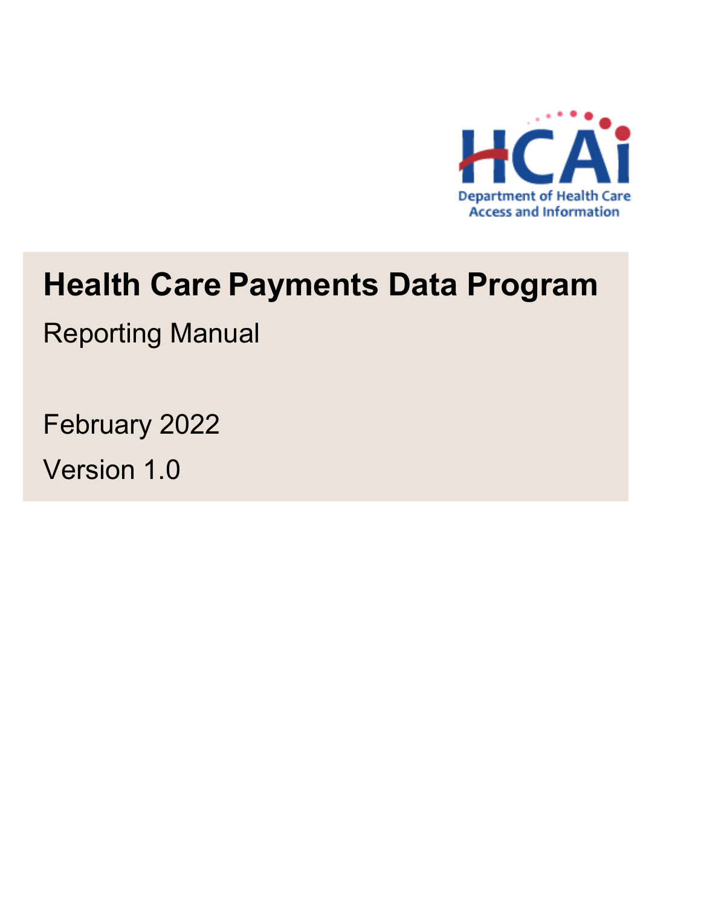HCAI

Department of Health Care Access and Information

# Health Care Payments Data Program

Reporting Manual

February 2022

Version 1.0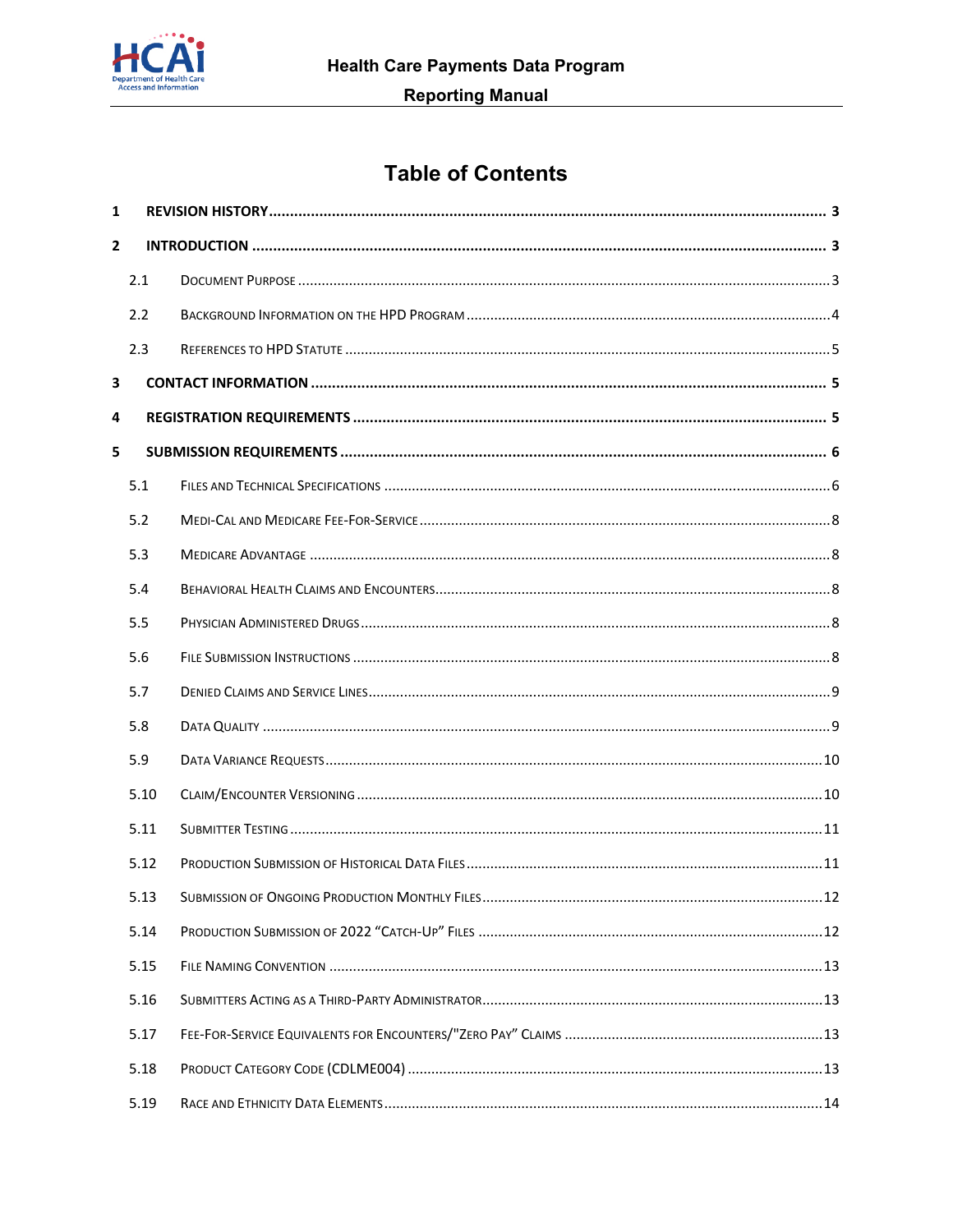# Table of Contents

| | | |
|---|---|---|
| 1 | REVISION HISTORY | 3 |
| 2 | INTRODUCTION | 3 |
| 2.1 | DOCUMENT PURPOSE | 3 |
| 2.2 | BACKGROUND INFORMATION ON THE HPD PROGRAM | 4 |
| 2.3 | REFERENCES TO HPD STATUTE | 5 |
| 3 | CONTACT INFORMATION | 5 |
| 4 | REGISTRATION REQUIREMENTS | 5 |
| 5 | SUBMISSION REQUIREMENTS | 6 |
| 5.1 | FILES AND TECHNICAL SPECIFICATIONS | 6 |
| 5.2 | MEDI-CAL AND MEDICARE FEE-FOR-SERVICE | 8 |
| 5.3 | MEDICARE ADVANTAGE | 8 |
| 5.4 | BEHAVIORAL HEALTH CLAIMS AND ENCOUNTERS | 8 |
| 5.5 | PHYSICIAN ADMINISTERED DRUGS | 8 |
| 5.6 | FILE SUBMISSION INSTRUCTIONS | 8 |
| 5.7 | DENIED CLAIMS AND SERVICE LINES | 9 |
| 5.8 | DATA QUALITY | 9 |
| 5.9 | DATA VARIANCE REQUESTS | 10 |
| 5.10 | CLAIM/ENCOUNTER VERSIONING | 10 |
| 5.11 | SUBMITTER TESTING | 11 |
| 5.12 | PRODUCTION SUBMISSION OF HISTORICAL DATA FILES | 11 |
| 5.13 | SUBMISSION OF ONGOING PRODUCTION MONTHLY FILES | 12 |
| 5.14 | PRODUCTION SUBMISSION OF 2022 "CATCH-UP" FILES | 12 |
| 5.15 | FILE NAMING CONVENTION | 13 |
| 5.16 | SUBMITTERS ACTING AS A THIRD-PARTY ADMINISTRATOR | 13 |
| 5.17 | FEE-FOR-SERVICE EQUIVALENTS FOR ENCOUNTERS/"ZERO PAY" CLAIMS | 13 |
| 5.18 | PRODUCT CATEGORY CODE (CDLME004) | 13 |
| 5.19 | RACE AND ETHNICITY DATA ELEMENTS | 14 |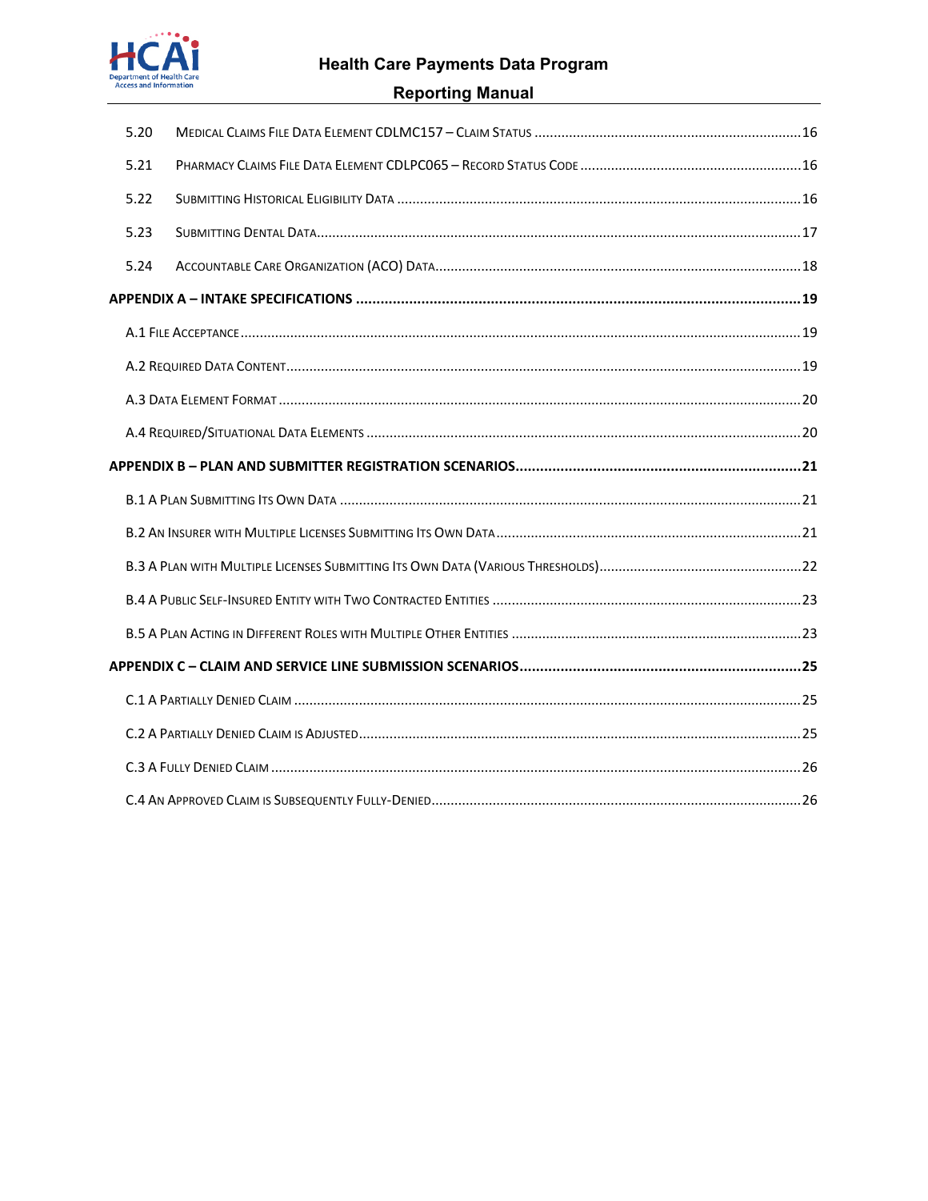| | | |
|---|---|---|
| 5.20 | Medical Claims File Data Element CDLMC157 – Claim Status | 16 |
| 5.21 | Pharmacy Claims File Data Element CDLPC065 – Record Status Code | 16 |
| 5.22 | Submitting Historical Eligibility Data | 16 |
| 5.23 | Submitting Dental Data | 17 |
| 5.24 | Accountable Care Organization (ACO) Data | 18 |

**APPENDIX A – INTAKE SPECIFICATIONS** .......... **19**

A.1 File Acceptance .......... 19

A.2 Required Data Content .......... 19

A.3 Data Element Format .......... 20

A.4 Required/Situational Data Elements .......... 20

**APPENDIX B – PLAN AND SUBMITTER REGISTRATION SCENARIOS** .......... **21**

B.1 A Plan Submitting Its Own Data .......... 21

B.2 An Insurer with Multiple Licenses Submitting Its Own Data .......... 21

B.3 A Plan with Multiple Licenses Submitting Its Own Data (Various Thresholds) .......... 22

B.4 A Public Self-Insured Entity with Two Contracted Entities .......... 23

B.5 A Plan Acting in Different Roles with Multiple Other Entities .......... 23

**APPENDIX C – CLAIM AND SERVICE LINE SUBMISSION SCENARIOS** .......... **25**

C.1 A Partially Denied Claim .......... 25

C.2 A Partially Denied Claim is Adjusted .......... 25

C.3 A Fully Denied Claim .......... 26

C.4 An Approved Claim is Subsequently Fully-Denied .......... 26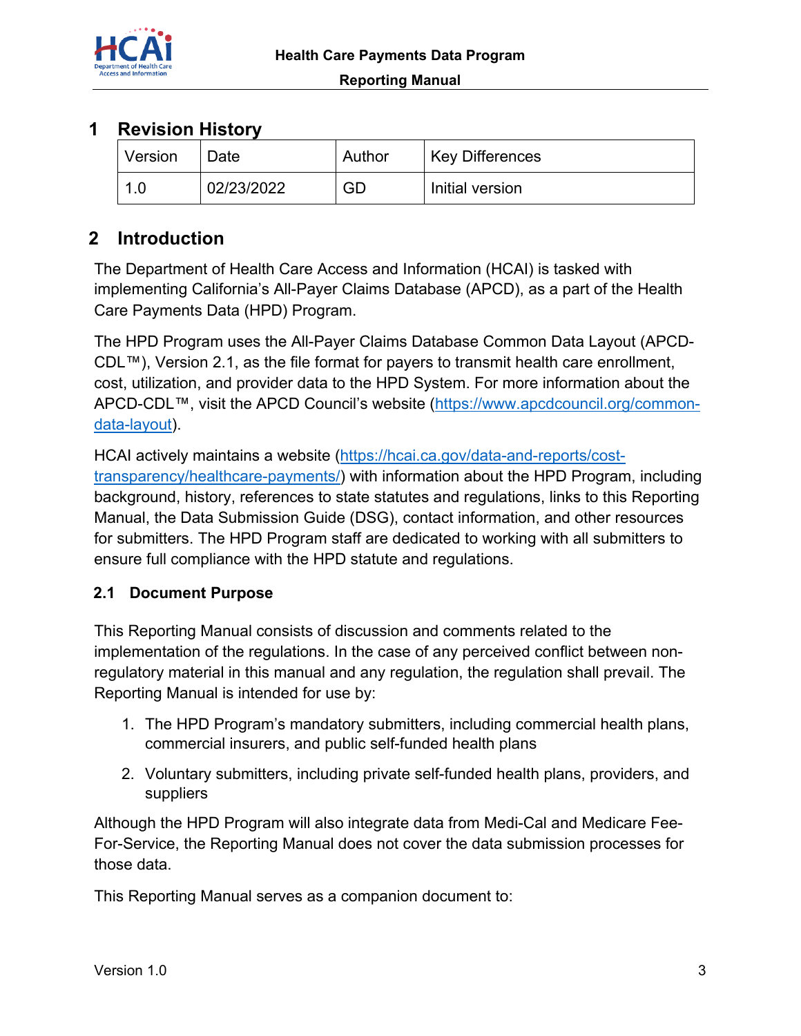# 1 Revision History

| Version | Date | Author | Key Differences |
| --- | --- | --- | --- |
| 1.0 | 02/23/2022 | GD | Initial version |

# 2 Introduction

The Department of Health Care Access and Information (HCAI) is tasked with implementing California's All-Payer Claims Database (APCD), as a part of the Health Care Payments Data (HPD) Program.

The HPD Program uses the All-Payer Claims Database Common Data Layout (APCD-CDL™), Version 2.1, as the file format for payers to transmit health care enrollment, cost, utilization, and provider data to the HPD System. For more information about the APCD-CDL™, visit the APCD Council's website (https://www.apcdcouncil.org/common-data-layout).

HCAI actively maintains a website (https://hcai.ca.gov/data-and-reports/cost-transparency/healthcare-payments/) with information about the HPD Program, including background, history, references to state statutes and regulations, links to this Reporting Manual, the Data Submission Guide (DSG), contact information, and other resources for submitters. The HPD Program staff are dedicated to working with all submitters to ensure full compliance with the HPD statute and regulations.

## 2.1 Document Purpose

This Reporting Manual consists of discussion and comments related to the implementation of the regulations. In the case of any perceived conflict between non-regulatory material in this manual and any regulation, the regulation shall prevail. The Reporting Manual is intended for use by:

1. The HPD Program's mandatory submitters, including commercial health plans, commercial insurers, and public self-funded health plans
2. Voluntary submitters, including private self-funded health plans, providers, and suppliers

Although the HPD Program will also integrate data from Medi-Cal and Medicare Fee-For-Service, the Reporting Manual does not cover the data submission processes for those data.

This Reporting Manual serves as a companion document to: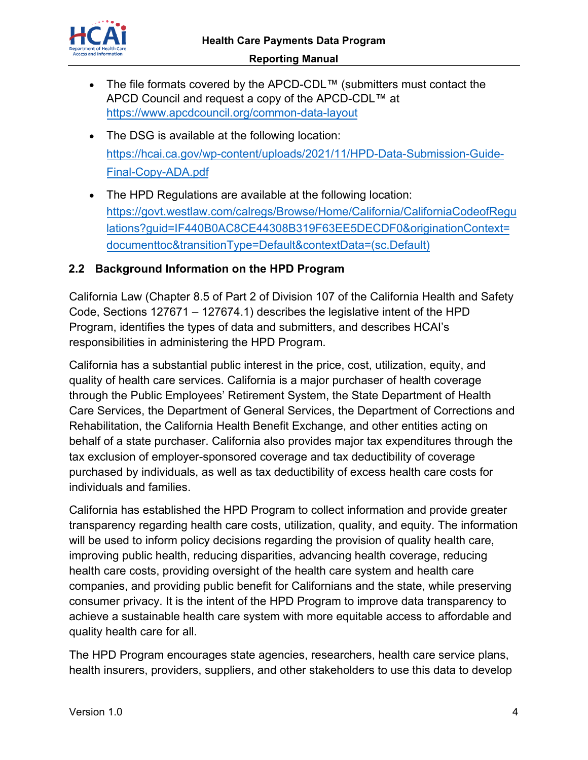- The file formats covered by the APCD-CDL™ (submitters must contact the APCD Council and request a copy of the APCD-CDL™ at https://www.apcdcouncil.org/common-data-layout
- The DSG is available at the following location: https://hcai.ca.gov/wp-content/uploads/2021/11/HPD-Data-Submission-Guide-Final-Copy-ADA.pdf
- The HPD Regulations are available at the following location: https://govt.westlaw.com/calregs/Browse/Home/California/CaliforniaCodeofRegulations?guid=IF440B0AC8CE44308B319F63EE5DECDF0&originationContext=documenttoc&transitionType=Default&contextData=(sc.Default)

## 2.2 Background Information on the HPD Program

California Law (Chapter 8.5 of Part 2 of Division 107 of the California Health and Safety Code, Sections 127671 – 127674.1) describes the legislative intent of the HPD Program, identifies the types of data and submitters, and describes HCAI's responsibilities in administering the HPD Program.

California has a substantial public interest in the price, cost, utilization, equity, and quality of health care services. California is a major purchaser of health coverage through the Public Employees' Retirement System, the State Department of Health Care Services, the Department of General Services, the Department of Corrections and Rehabilitation, the California Health Benefit Exchange, and other entities acting on behalf of a state purchaser. California also provides major tax expenditures through the tax exclusion of employer-sponsored coverage and tax deductibility of coverage purchased by individuals, as well as tax deductibility of excess health care costs for individuals and families.

California has established the HPD Program to collect information and provide greater transparency regarding health care costs, utilization, quality, and equity. The information will be used to inform policy decisions regarding the provision of quality health care, improving public health, reducing disparities, advancing health coverage, reducing health care costs, providing oversight of the health care system and health care companies, and providing public benefit for Californians and the state, while preserving consumer privacy. It is the intent of the HPD Program to improve data transparency to achieve a sustainable health care system with more equitable access to affordable and quality health care for all.

The HPD Program encourages state agencies, researchers, health care service plans, health insurers, providers, suppliers, and other stakeholders to use this data to develop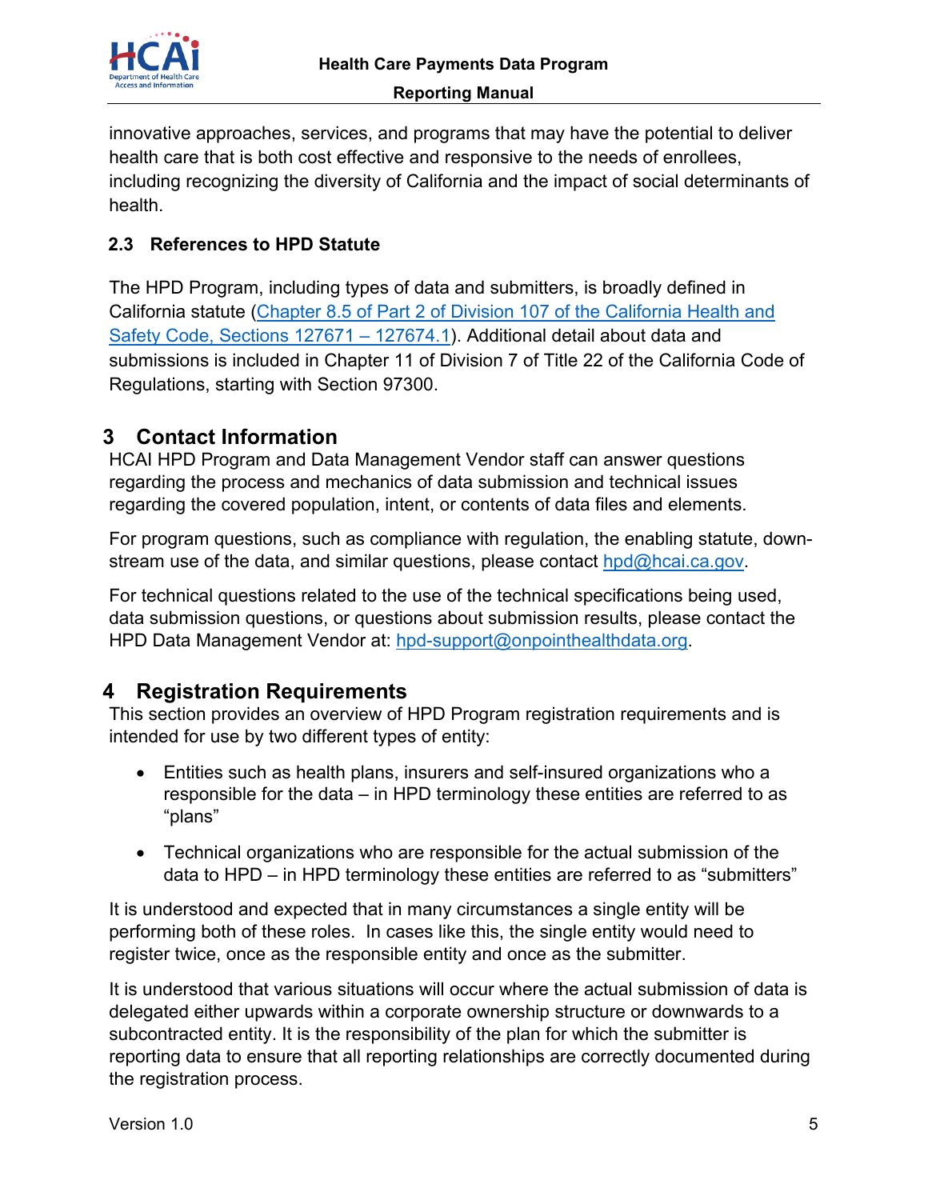innovative approaches, services, and programs that may have the potential to deliver health care that is both cost effective and responsive to the needs of enrollees, including recognizing the diversity of California and the impact of social determinants of health.

### 2.3 References to HPD Statute

The HPD Program, including types of data and submitters, is broadly defined in California statute (Chapter 8.5 of Part 2 of Division 107 of the California Health and Safety Code, Sections 127671 – 127674.1). Additional detail about data and submissions is included in Chapter 11 of Division 7 of Title 22 of the California Code of Regulations, starting with Section 97300.

## 3 Contact Information

HCAI HPD Program and Data Management Vendor staff can answer questions regarding the process and mechanics of data submission and technical issues regarding the covered population, intent, or contents of data files and elements.

For program questions, such as compliance with regulation, the enabling statute, down-stream use of the data, and similar questions, please contact hpd@hcai.ca.gov.

For technical questions related to the use of the technical specifications being used, data submission questions, or questions about submission results, please contact the HPD Data Management Vendor at: hpd-support@onpointhealthdata.org.

## 4 Registration Requirements

This section provides an overview of HPD Program registration requirements and is intended for use by two different types of entity:

- Entities such as health plans, insurers and self-insured organizations who a responsible for the data – in HPD terminology these entities are referred to as "plans"
- Technical organizations who are responsible for the actual submission of the data to HPD – in HPD terminology these entities are referred to as "submitters"

It is understood and expected that in many circumstances a single entity will be performing both of these roles. In cases like this, the single entity would need to register twice, once as the responsible entity and once as the submitter.

It is understood that various situations will occur where the actual submission of data is delegated either upwards within a corporate ownership structure or downwards to a subcontracted entity. It is the responsibility of the plan for which the submitter is reporting data to ensure that all reporting relationships are correctly documented during the registration process.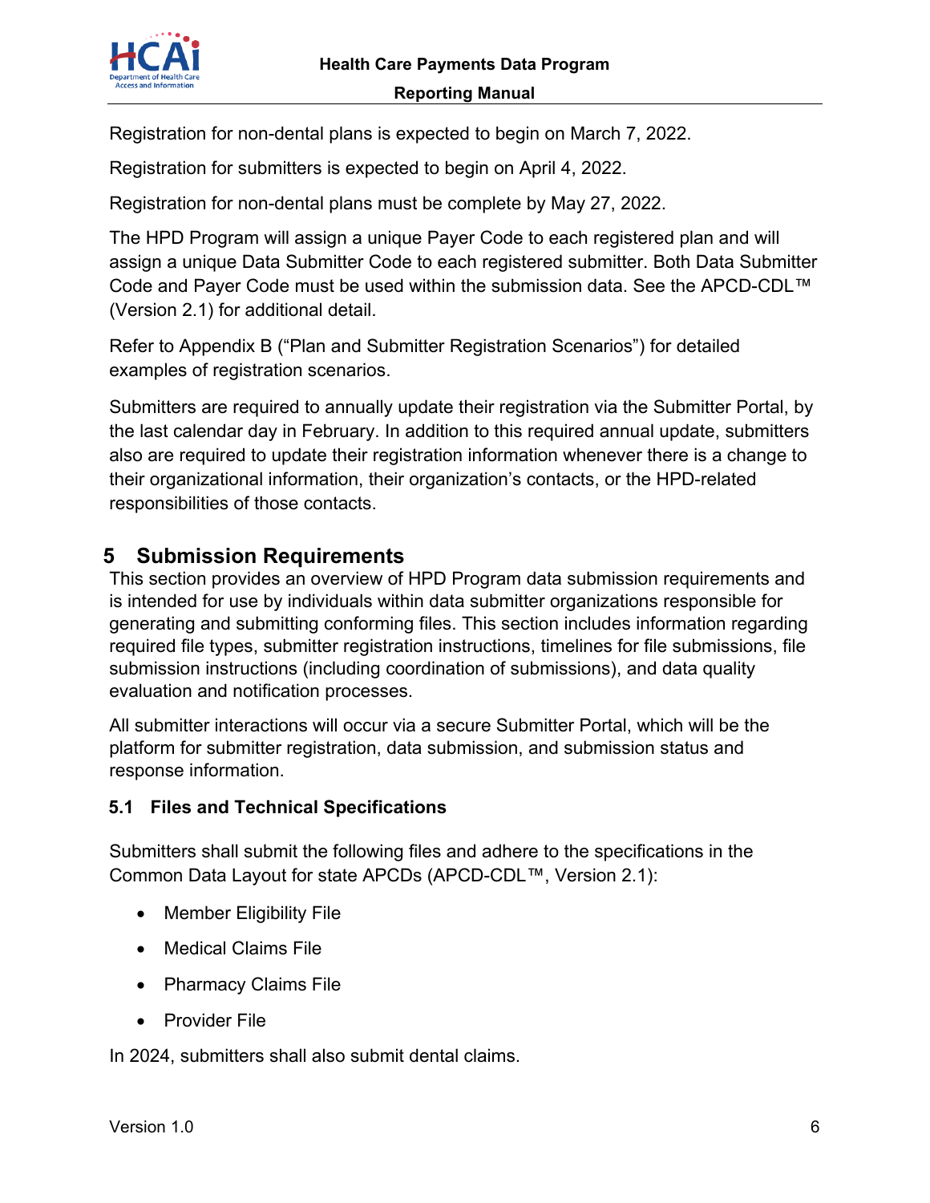Registration for non-dental plans is expected to begin on March 7, 2022.

Registration for submitters is expected to begin on April 4, 2022.

Registration for non-dental plans must be complete by May 27, 2022.

The HPD Program will assign a unique Payer Code to each registered plan and will assign a unique Data Submitter Code to each registered submitter. Both Data Submitter Code and Payer Code must be used within the submission data. See the APCD-CDL™ (Version 2.1) for additional detail.

Refer to Appendix B ("Plan and Submitter Registration Scenarios") for detailed examples of registration scenarios.

Submitters are required to annually update their registration via the Submitter Portal, by the last calendar day in February. In addition to this required annual update, submitters also are required to update their registration information whenever there is a change to their organizational information, their organization's contacts, or the HPD-related responsibilities of those contacts.

# 5 Submission Requirements

This section provides an overview of HPD Program data submission requirements and is intended for use by individuals within data submitter organizations responsible for generating and submitting conforming files. This section includes information regarding required file types, submitter registration instructions, timelines for file submissions, file submission instructions (including coordination of submissions), and data quality evaluation and notification processes.

All submitter interactions will occur via a secure Submitter Portal, which will be the platform for submitter registration, data submission, and submission status and response information.

## 5.1 Files and Technical Specifications

Submitters shall submit the following files and adhere to the specifications in the Common Data Layout for state APCDs (APCD-CDL™, Version 2.1):

- Member Eligibility File
- Medical Claims File
- Pharmacy Claims File
- Provider File

In 2024, submitters shall also submit dental claims.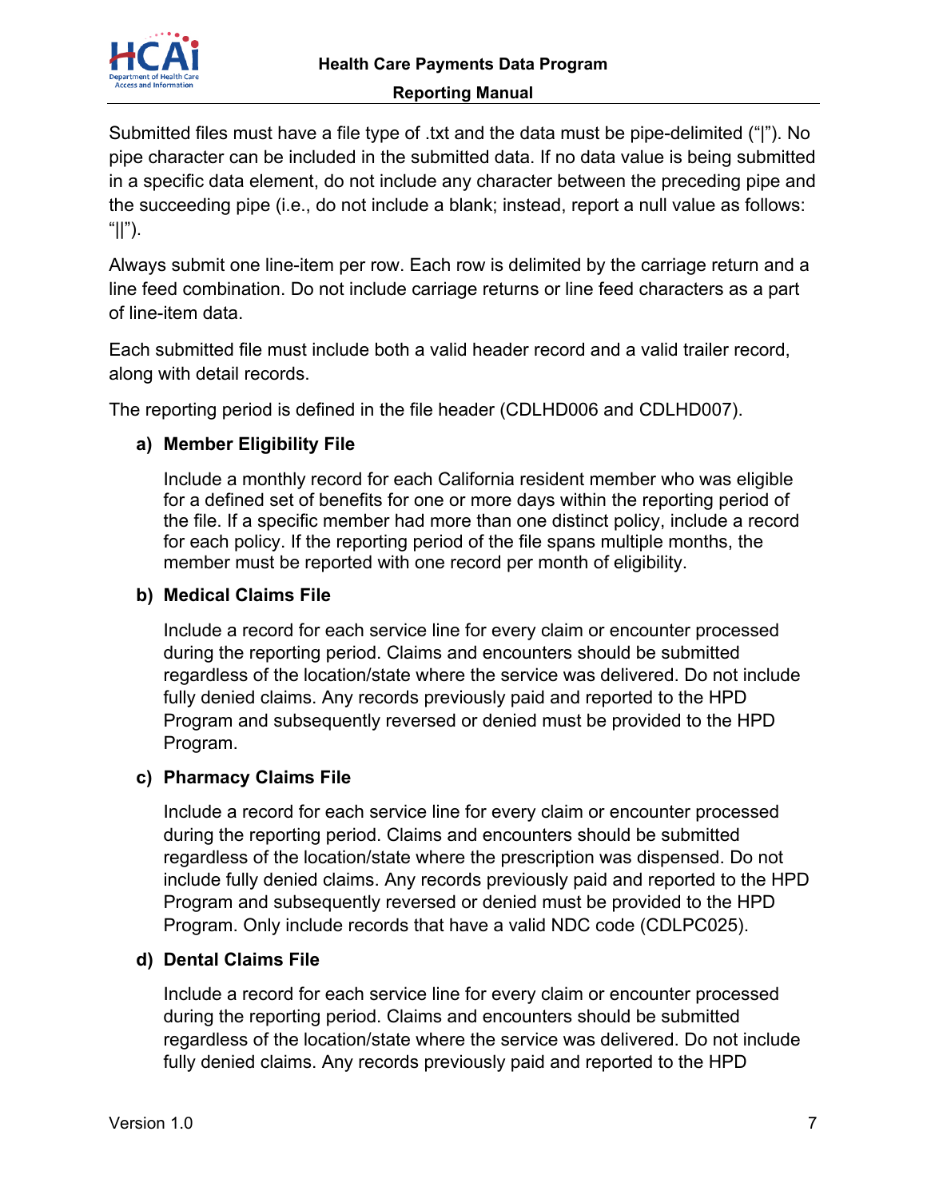Submitted files must have a file type of .txt and the data must be pipe-delimited ("|"). No pipe character can be included in the submitted data. If no data value is being submitted in a specific data element, do not include any character between the preceding pipe and the succeeding pipe (i.e., do not include a blank; instead, report a null value as follows: "||").

Always submit one line-item per row. Each row is delimited by the carriage return and a line feed combination. Do not include carriage returns or line feed characters as a part of line-item data.

Each submitted file must include both a valid header record and a valid trailer record, along with detail records.

The reporting period is defined in the file header (CDLHD006 and CDLHD007).

**a) Member Eligibility File**

Include a monthly record for each California resident member who was eligible for a defined set of benefits for one or more days within the reporting period of the file. If a specific member had more than one distinct policy, include a record for each policy. If the reporting period of the file spans multiple months, the member must be reported with one record per month of eligibility.

**b) Medical Claims File**

Include a record for each service line for every claim or encounter processed during the reporting period. Claims and encounters should be submitted regardless of the location/state where the service was delivered. Do not include fully denied claims. Any records previously paid and reported to the HPD Program and subsequently reversed or denied must be provided to the HPD Program.

**c) Pharmacy Claims File**

Include a record for each service line for every claim or encounter processed during the reporting period. Claims and encounters should be submitted regardless of the location/state where the prescription was dispensed. Do not include fully denied claims. Any records previously paid and reported to the HPD Program and subsequently reversed or denied must be provided to the HPD Program. Only include records that have a valid NDC code (CDLPC025).

**d) Dental Claims File**

Include a record for each service line for every claim or encounter processed during the reporting period. Claims and encounters should be submitted regardless of the location/state where the service was delivered. Do not include fully denied claims. Any records previously paid and reported to the HPD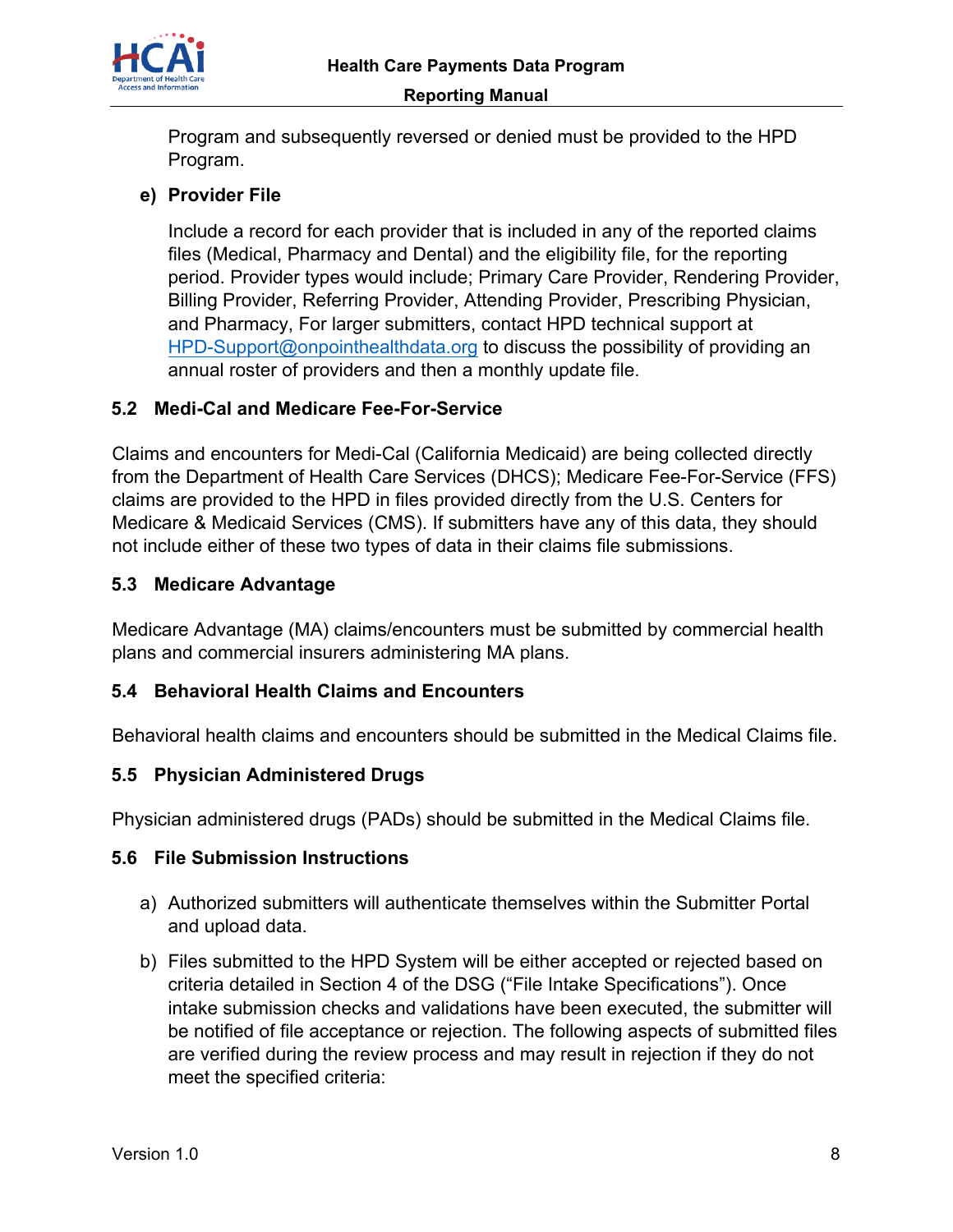Program and subsequently reversed or denied must be provided to the HPD Program.

e) **Provider File**

Include a record for each provider that is included in any of the reported claims files (Medical, Pharmacy and Dental) and the eligibility file, for the reporting period. Provider types would include; Primary Care Provider, Rendering Provider, Billing Provider, Referring Provider, Attending Provider, Prescribing Physician, and Pharmacy, For larger submitters, contact HPD technical support at [HPD-Support@onpointhealthdata.org](mailto:HPD-Support@onpointhealthdata.org) to discuss the possibility of providing an annual roster of providers and then a monthly update file.

## 5.2 Medi-Cal and Medicare Fee-For-Service

Claims and encounters for Medi-Cal (California Medicaid) are being collected directly from the Department of Health Care Services (DHCS); Medicare Fee-For-Service (FFS) claims are provided to the HPD in files provided directly from the U.S. Centers for Medicare & Medicaid Services (CMS). If submitters have any of this data, they should not include either of these two types of data in their claims file submissions.

## 5.3 Medicare Advantage

Medicare Advantage (MA) claims/encounters must be submitted by commercial health plans and commercial insurers administering MA plans.

## 5.4 Behavioral Health Claims and Encounters

Behavioral health claims and encounters should be submitted in the Medical Claims file.

## 5.5 Physician Administered Drugs

Physician administered drugs (PADs) should be submitted in the Medical Claims file.

## 5.6 File Submission Instructions

a) Authorized submitters will authenticate themselves within the Submitter Portal and upload data.

b) Files submitted to the HPD System will be either accepted or rejected based on criteria detailed in Section 4 of the DSG ("File Intake Specifications"). Once intake submission checks and validations have been executed, the submitter will be notified of file acceptance or rejection. The following aspects of submitted files are verified during the review process and may result in rejection if they do not meet the specified criteria: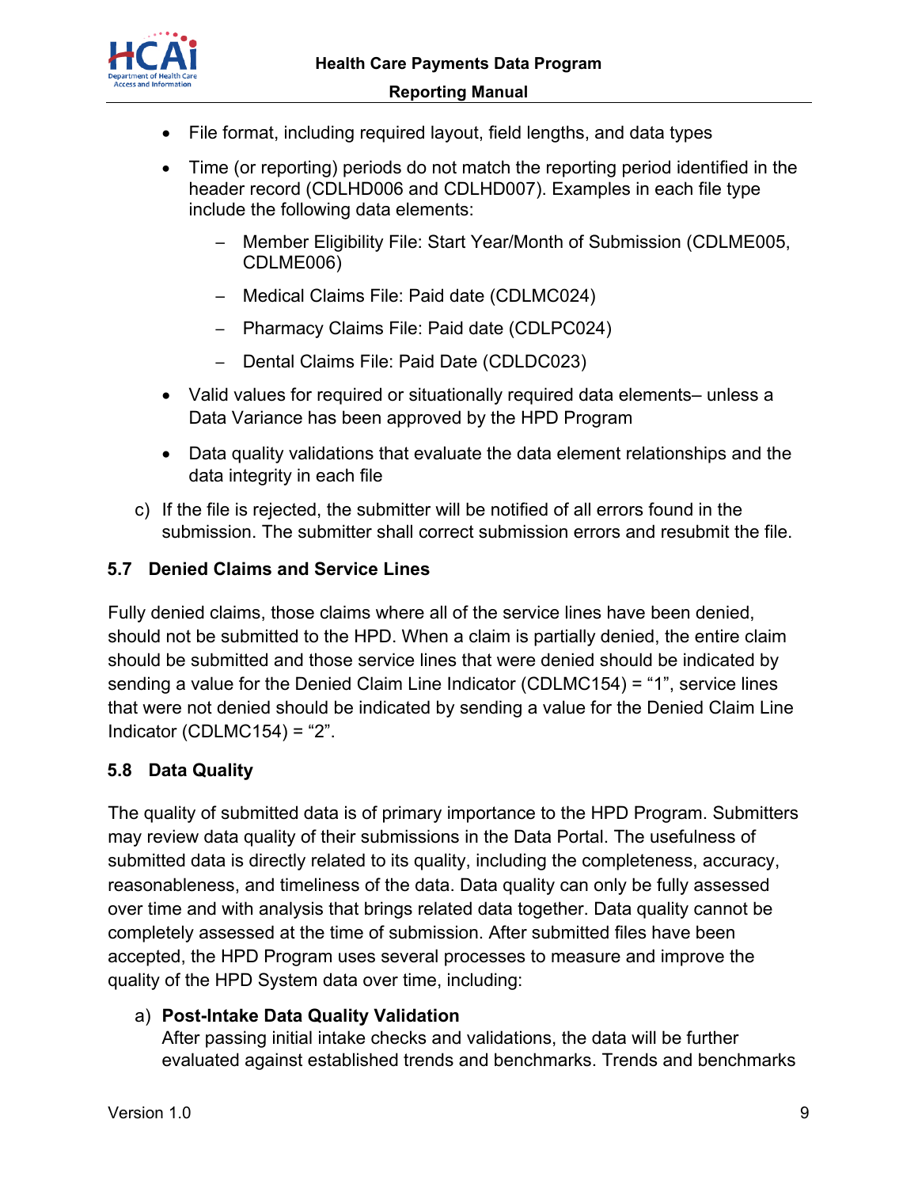- File format, including required layout, field lengths, and data types
- Time (or reporting) periods do not match the reporting period identified in the header record (CDLHD006 and CDLHD007). Examples in each file type include the following data elements:
  - Member Eligibility File: Start Year/Month of Submission (CDLME005, CDLME006)
  - Medical Claims File: Paid date (CDLMC024)
  - Pharmacy Claims File: Paid date (CDLPC024)
  - Dental Claims File: Paid Date (CDLDC023)
- Valid values for required or situationally required data elements– unless a Data Variance has been approved by the HPD Program
- Data quality validations that evaluate the data element relationships and the data integrity in each file

c) If the file is rejected, the submitter will be notified of all errors found in the submission. The submitter shall correct submission errors and resubmit the file.

## 5.7 Denied Claims and Service Lines

Fully denied claims, those claims where all of the service lines have been denied, should not be submitted to the HPD. When a claim is partially denied, the entire claim should be submitted and those service lines that were denied should be indicated by sending a value for the Denied Claim Line Indicator (CDLMC154) = "1", service lines that were not denied should be indicated by sending a value for the Denied Claim Line Indicator (CDLMC154) = "2".

## 5.8 Data Quality

The quality of submitted data is of primary importance to the HPD Program. Submitters may review data quality of their submissions in the Data Portal. The usefulness of submitted data is directly related to its quality, including the completeness, accuracy, reasonableness, and timeliness of the data. Data quality can only be fully assessed over time and with analysis that brings related data together. Data quality cannot be completely assessed at the time of submission. After submitted files have been accepted, the HPD Program uses several processes to measure and improve the quality of the HPD System data over time, including:

a) **Post-Intake Data Quality Validation**
After passing initial intake checks and validations, the data will be further evaluated against established trends and benchmarks. Trends and benchmarks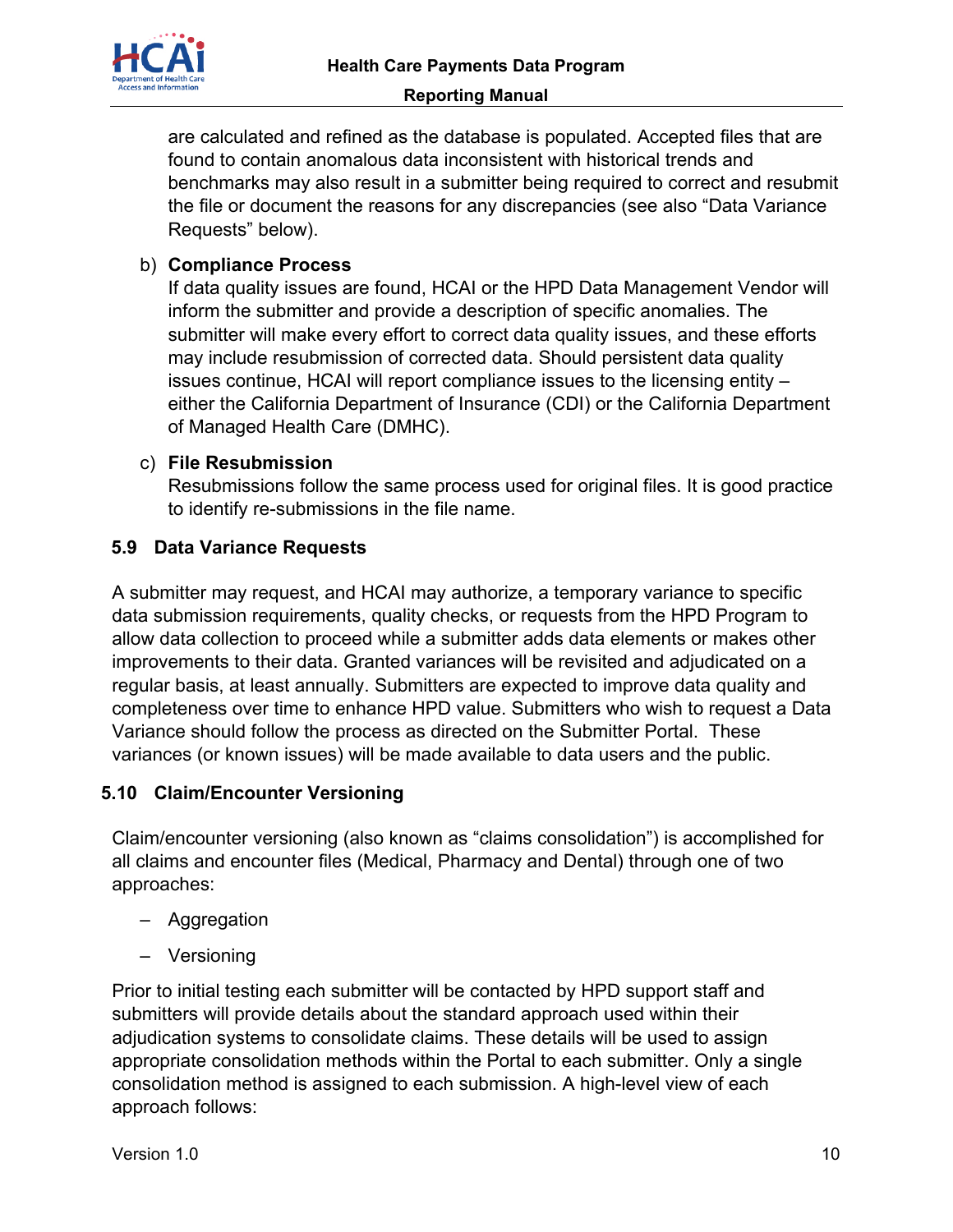are calculated and refined as the database is populated. Accepted files that are found to contain anomalous data inconsistent with historical trends and benchmarks may also result in a submitter being required to correct and resubmit the file or document the reasons for any discrepancies (see also "Data Variance Requests" below).

b) **Compliance Process**
If data quality issues are found, HCAI or the HPD Data Management Vendor will inform the submitter and provide a description of specific anomalies. The submitter will make every effort to correct data quality issues, and these efforts may include resubmission of corrected data. Should persistent data quality issues continue, HCAI will report compliance issues to the licensing entity – either the California Department of Insurance (CDI) or the California Department of Managed Health Care (DMHC).

c) **File Resubmission**
Resubmissions follow the same process used for original files. It is good practice to identify re-submissions in the file name.

### 5.9 Data Variance Requests

A submitter may request, and HCAI may authorize, a temporary variance to specific data submission requirements, quality checks, or requests from the HPD Program to allow data collection to proceed while a submitter adds data elements or makes other improvements to their data. Granted variances will be revisited and adjudicated on a regular basis, at least annually. Submitters are expected to improve data quality and completeness over time to enhance HPD value. Submitters who wish to request a Data Variance should follow the process as directed on the Submitter Portal. These variances (or known issues) will be made available to data users and the public.

### 5.10 Claim/Encounter Versioning

Claim/encounter versioning (also known as "claims consolidation") is accomplished for all claims and encounter files (Medical, Pharmacy and Dental) through one of two approaches:

- Aggregation
- Versioning

Prior to initial testing each submitter will be contacted by HPD support staff and submitters will provide details about the standard approach used within their adjudication systems to consolidate claims. These details will be used to assign appropriate consolidation methods within the Portal to each submitter. Only a single consolidation method is assigned to each submission. A high-level view of each approach follows: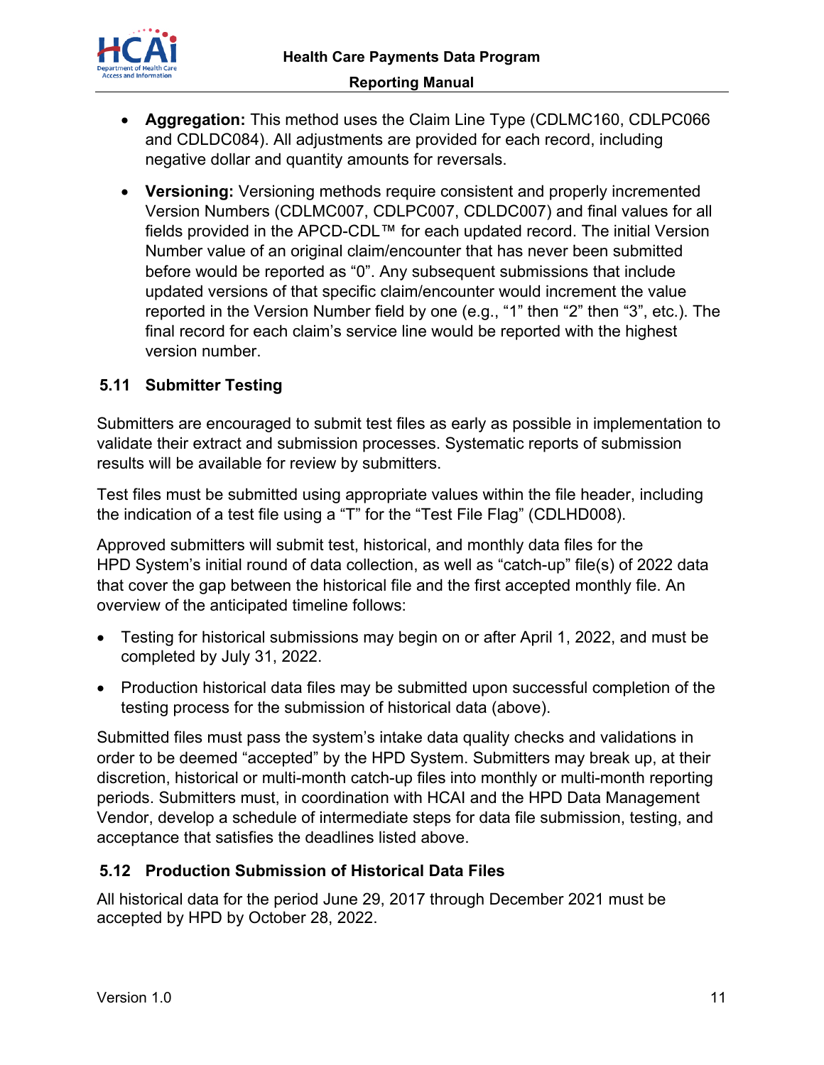- **Aggregation:** This method uses the Claim Line Type (CDLMC160, CDLPC066 and CDLDC084). All adjustments are provided for each record, including negative dollar and quantity amounts for reversals.
- **Versioning:** Versioning methods require consistent and properly incremented Version Numbers (CDLMC007, CDLPC007, CDLDC007) and final values for all fields provided in the APCD-CDL™ for each updated record. The initial Version Number value of an original claim/encounter that has never been submitted before would be reported as "0". Any subsequent submissions that include updated versions of that specific claim/encounter would increment the value reported in the Version Number field by one (e.g., "1" then "2" then "3", etc.). The final record for each claim's service line would be reported with the highest version number.

## 5.11 Submitter Testing

Submitters are encouraged to submit test files as early as possible in implementation to validate their extract and submission processes. Systematic reports of submission results will be available for review by submitters.

Test files must be submitted using appropriate values within the file header, including the indication of a test file using a "T" for the "Test File Flag" (CDLHD008).

Approved submitters will submit test, historical, and monthly data files for the HPD System's initial round of data collection, as well as "catch-up" file(s) of 2022 data that cover the gap between the historical file and the first accepted monthly file. An overview of the anticipated timeline follows:

- Testing for historical submissions may begin on or after April 1, 2022, and must be completed by July 31, 2022.
- Production historical data files may be submitted upon successful completion of the testing process for the submission of historical data (above).

Submitted files must pass the system's intake data quality checks and validations in order to be deemed "accepted" by the HPD System. Submitters may break up, at their discretion, historical or multi-month catch-up files into monthly or multi-month reporting periods. Submitters must, in coordination with HCAI and the HPD Data Management Vendor, develop a schedule of intermediate steps for data file submission, testing, and acceptance that satisfies the deadlines listed above.

## 5.12 Production Submission of Historical Data Files

All historical data for the period June 29, 2017 through December 2021 must be accepted by HPD by October 28, 2022.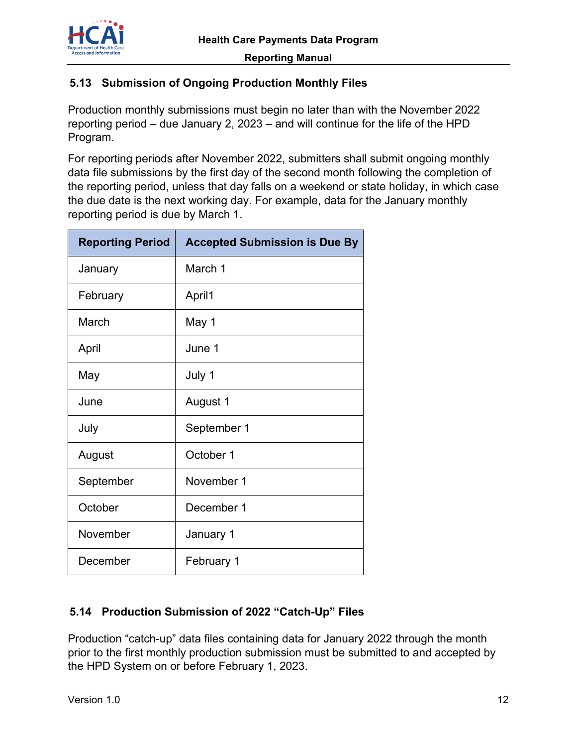## 5.13 Submission of Ongoing Production Monthly Files

Production monthly submissions must begin no later than with the November 2022 reporting period – due January 2, 2023 – and will continue for the life of the HPD Program.

For reporting periods after November 2022, submitters shall submit ongoing monthly data file submissions by the first day of the second month following the completion of the reporting period, unless that day falls on a weekend or state holiday, in which case the due date is the next working day. For example, data for the January monthly reporting period is due by March 1.

| Reporting Period | Accepted Submission is Due By |
|---|---|
| January | March 1 |
| February | April1 |
| March | May 1 |
| April | June 1 |
| May | July 1 |
| June | August 1 |
| July | September 1 |
| August | October 1 |
| September | November 1 |
| October | December 1 |
| November | January 1 |
| December | February 1 |

## 5.14 Production Submission of 2022 "Catch-Up" Files

Production "catch-up" data files containing data for January 2022 through the month prior to the first monthly production submission must be submitted to and accepted by the HPD System on or before February 1, 2023.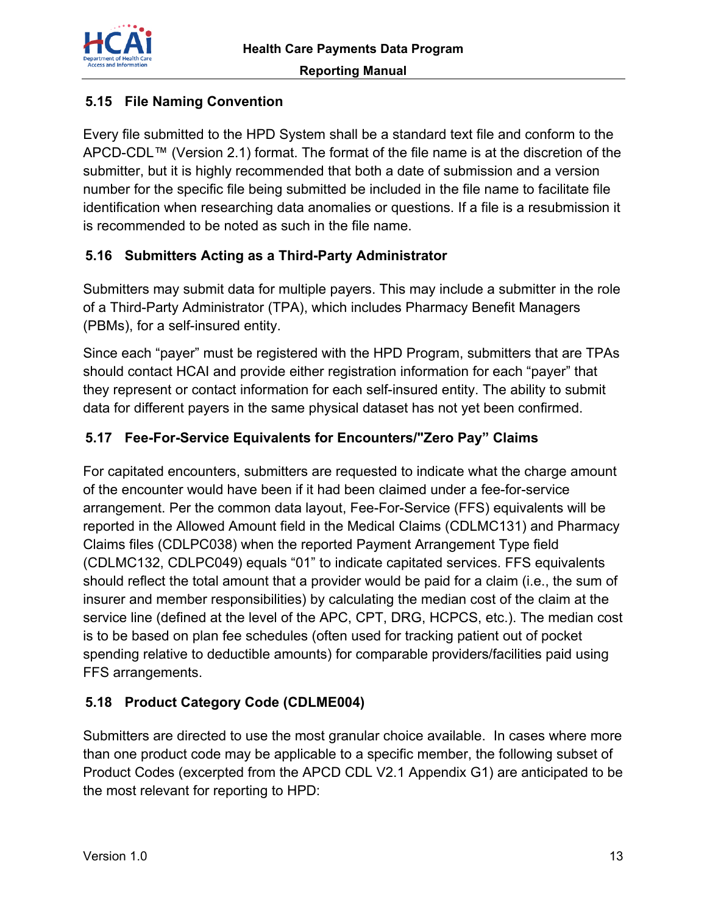### 5.15 File Naming Convention

Every file submitted to the HPD System shall be a standard text file and conform to the APCD-CDL™ (Version 2.1) format. The format of the file name is at the discretion of the submitter, but it is highly recommended that both a date of submission and a version number for the specific file being submitted be included in the file name to facilitate file identification when researching data anomalies or questions. If a file is a resubmission it is recommended to be noted as such in the file name.

### 5.16 Submitters Acting as a Third-Party Administrator

Submitters may submit data for multiple payers. This may include a submitter in the role of a Third-Party Administrator (TPA), which includes Pharmacy Benefit Managers (PBMs), for a self-insured entity.

Since each "payer" must be registered with the HPD Program, submitters that are TPAs should contact HCAI and provide either registration information for each "payer" that they represent or contact information for each self-insured entity. The ability to submit data for different payers in the same physical dataset has not yet been confirmed.

### 5.17 Fee-For-Service Equivalents for Encounters/"Zero Pay" Claims

For capitated encounters, submitters are requested to indicate what the charge amount of the encounter would have been if it had been claimed under a fee-for-service arrangement. Per the common data layout, Fee-For-Service (FFS) equivalents will be reported in the Allowed Amount field in the Medical Claims (CDLMC131) and Pharmacy Claims files (CDLPC038) when the reported Payment Arrangement Type field (CDLMC132, CDLPC049) equals "01" to indicate capitated services. FFS equivalents should reflect the total amount that a provider would be paid for a claim (i.e., the sum of insurer and member responsibilities) by calculating the median cost of the claim at the service line (defined at the level of the APC, CPT, DRG, HCPCS, etc.). The median cost is to be based on plan fee schedules (often used for tracking patient out of pocket spending relative to deductible amounts) for comparable providers/facilities paid using FFS arrangements.

### 5.18 Product Category Code (CDLME004)

Submitters are directed to use the most granular choice available. In cases where more than one product code may be applicable to a specific member, the following subset of Product Codes (excerpted from the APCD CDL V2.1 Appendix G1) are anticipated to be the most relevant for reporting to HPD: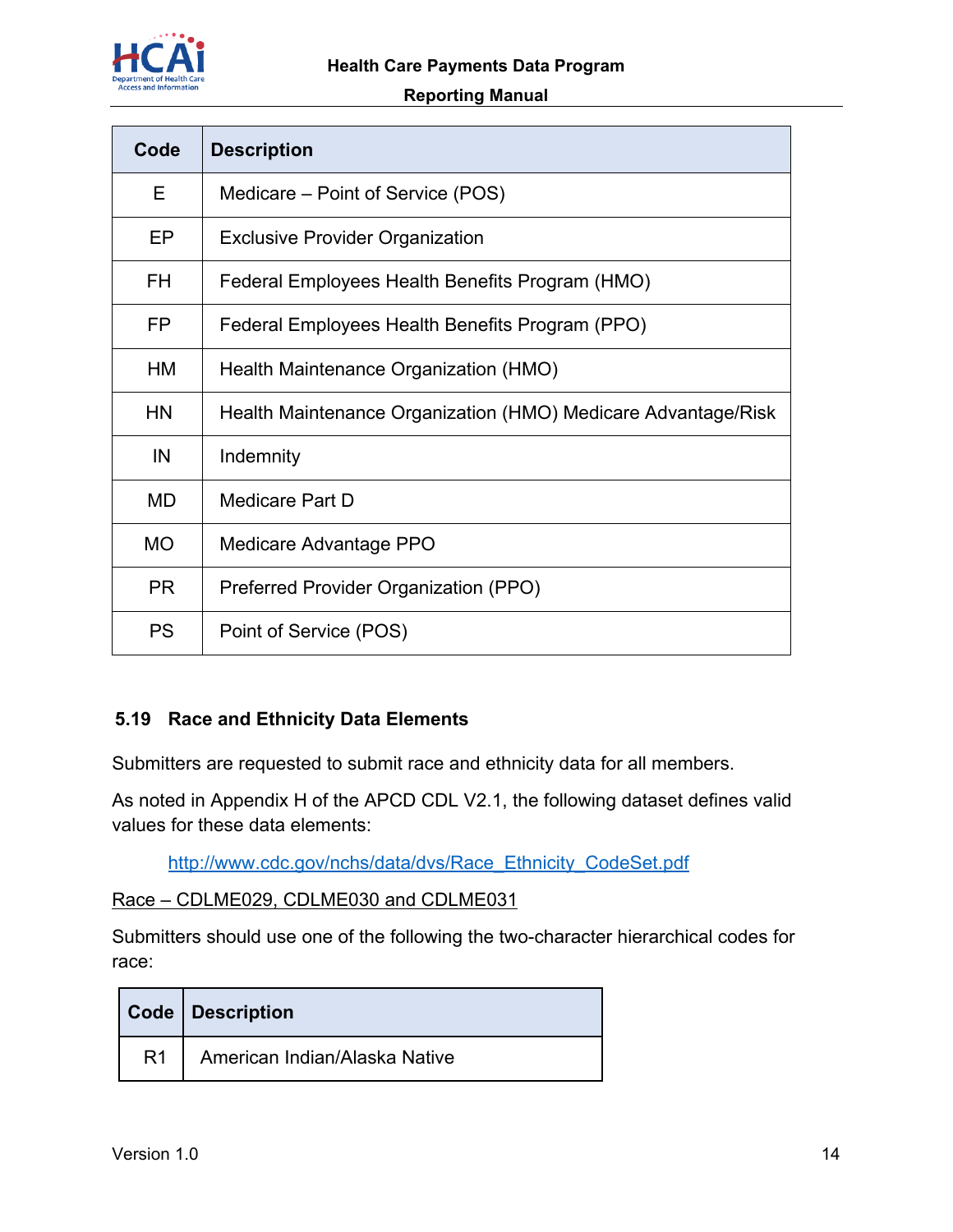| Code | Description |
|---|---|
| E | Medicare – Point of Service (POS) |
| EP | Exclusive Provider Organization |
| FH | Federal Employees Health Benefits Program (HMO) |
| FP | Federal Employees Health Benefits Program (PPO) |
| HM | Health Maintenance Organization (HMO) |
| HN | Health Maintenance Organization (HMO) Medicare Advantage/Risk |
| IN | Indemnity |
| MD | Medicare Part D |
| MO | Medicare Advantage PPO |
| PR | Preferred Provider Organization (PPO) |
| PS | Point of Service (POS) |

### 5.19 Race and Ethnicity Data Elements

Submitters are requested to submit race and ethnicity data for all members.

As noted in Appendix H of the APCD CDL V2.1, the following dataset defines valid values for these data elements:

http://www.cdc.gov/nchs/data/dvs/Race_Ethnicity_CodeSet.pdf

Race – CDLME029, CDLME030 and CDLME031

Submitters should use one of the following the two-character hierarchical codes for race:

| Code | Description |
|---|---|
| R1 | American Indian/Alaska Native |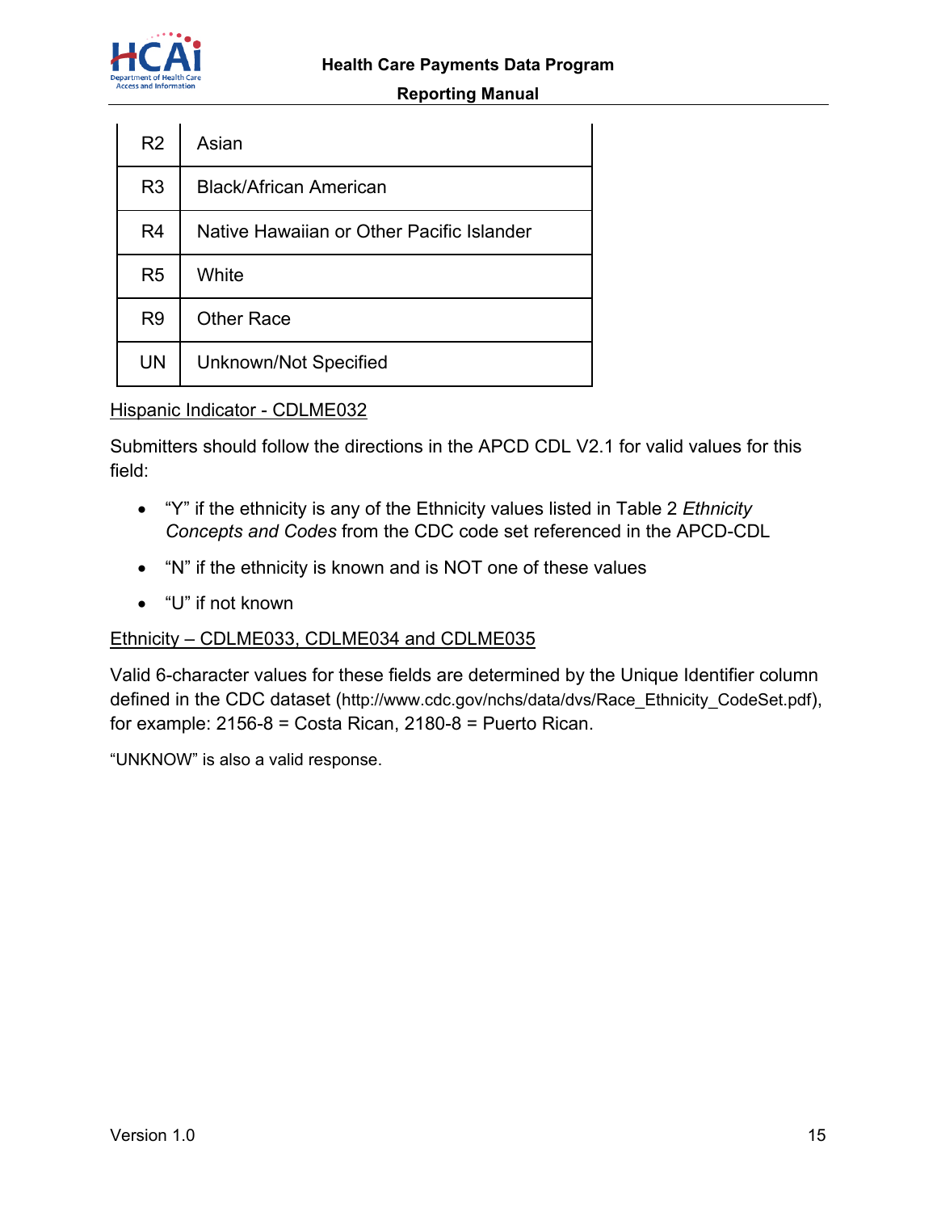| R2 | Asian |
|---|---|
| R3 | Black/African American |
| R4 | Native Hawaiian or Other Pacific Islander |
| R5 | White |
| R9 | Other Race |
| UN | Unknown/Not Specified |

Hispanic Indicator - CDLME032

Submitters should follow the directions in the APCD CDL V2.1 for valid values for this field:

- "Y" if the ethnicity is any of the Ethnicity values listed in Table 2 *Ethnicity Concepts and Codes* from the CDC code set referenced in the APCD-CDL
- "N" if the ethnicity is known and is NOT one of these values
- "U" if not known

Ethnicity – CDLME033, CDLME034 and CDLME035

Valid 6-character values for these fields are determined by the Unique Identifier column defined in the CDC dataset (http://www.cdc.gov/nchs/data/dvs/Race_Ethnicity_CodeSet.pdf), for example: 2156-8 = Costa Rican, 2180-8 = Puerto Rican.

"UNKNOW" is also a valid response.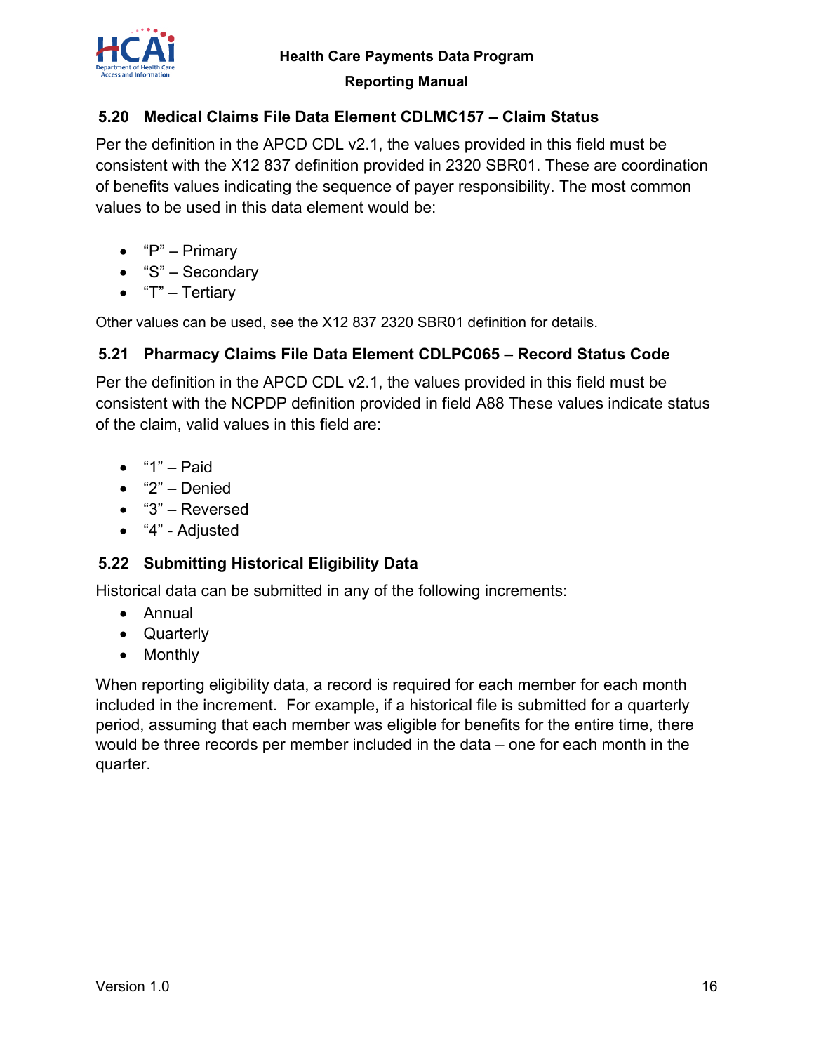## 5.20 Medical Claims File Data Element CDLMC157 – Claim Status

Per the definition in the APCD CDL v2.1, the values provided in this field must be consistent with the X12 837 definition provided in 2320 SBR01. These are coordination of benefits values indicating the sequence of payer responsibility. The most common values to be used in this data element would be:

- "P" – Primary
- "S" – Secondary
- "T" – Tertiary

Other values can be used, see the X12 837 2320 SBR01 definition for details.

## 5.21 Pharmacy Claims File Data Element CDLPC065 – Record Status Code

Per the definition in the APCD CDL v2.1, the values provided in this field must be consistent with the NCPDP definition provided in field A88 These values indicate status of the claim, valid values in this field are:

- "1" – Paid
- "2" – Denied
- "3" – Reversed
- "4" - Adjusted

## 5.22 Submitting Historical Eligibility Data

Historical data can be submitted in any of the following increments:

- Annual
- Quarterly
- Monthly

When reporting eligibility data, a record is required for each member for each month included in the increment. For example, if a historical file is submitted for a quarterly period, assuming that each member was eligible for benefits for the entire time, there would be three records per member included in the data – one for each month in the quarter.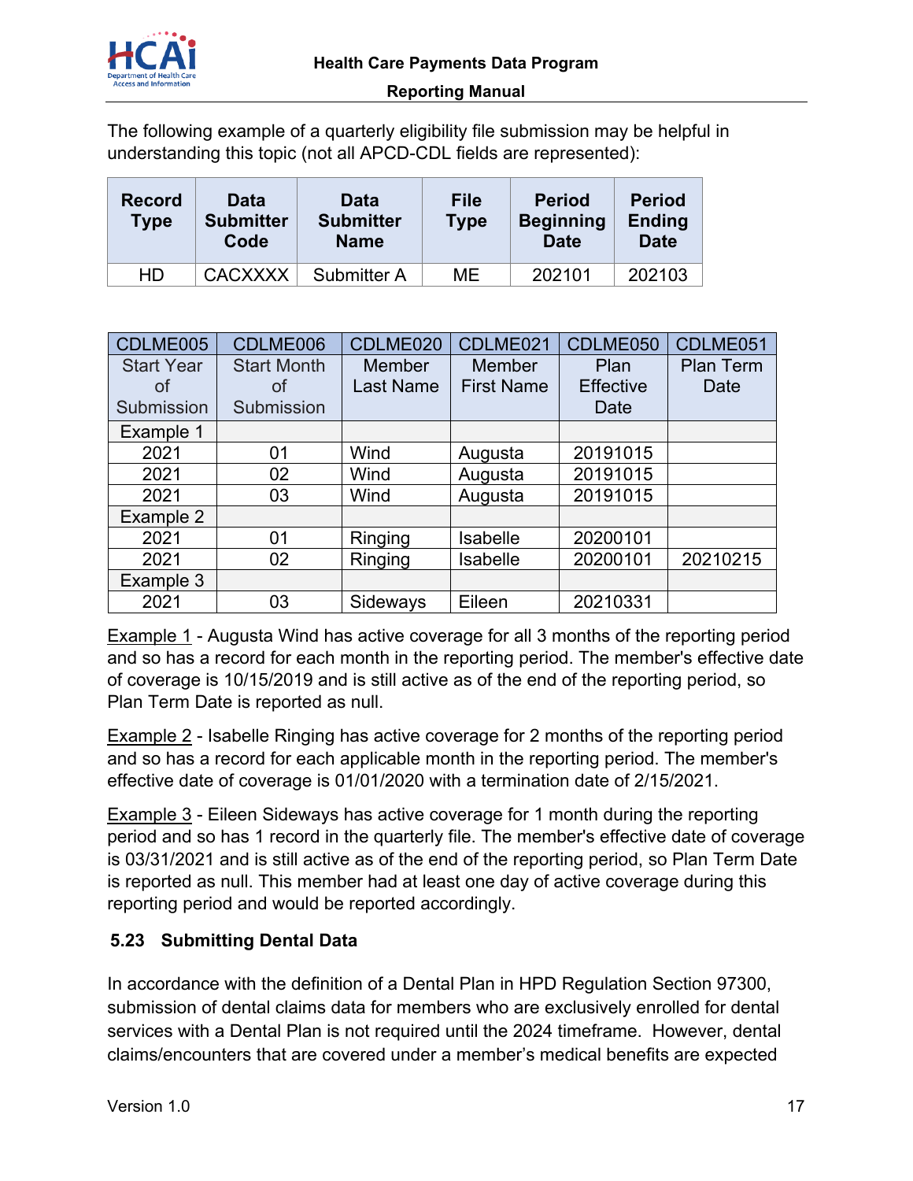The following example of a quarterly eligibility file submission may be helpful in understanding this topic (not all APCD-CDL fields are represented):

| Record Type | Data Submitter Code | Data Submitter Name | File Type | Period Beginning Date | Period Ending Date |
|---|---|---|---|---|---|
| HD | CACXXXX | Submitter A | ME | 202101 | 202103 |

| CDLME005 | CDLME006 | CDLME020 | CDLME021 | CDLME050 | CDLME051 |
|---|---|---|---|---|---|
| Start Year of Submission | Start Month of Submission | Member Last Name | Member First Name | Plan Effective Date | Plan Term Date |
| Example 1 | | | | | |
| 2021 | 01 | Wind | Augusta | 20191015 | |
| 2021 | 02 | Wind | Augusta | 20191015 | |
| 2021 | 03 | Wind | Augusta | 20191015 | |
| Example 2 | | | | | |
| 2021 | 01 | Ringing | Isabelle | 20200101 | |
| 2021 | 02 | Ringing | Isabelle | 20200101 | 20210215 |
| Example 3 | | | | | |
| 2021 | 03 | Sideways | Eileen | 20210331 | |

Example 1 - Augusta Wind has active coverage for all 3 months of the reporting period and so has a record for each month in the reporting period. The member's effective date of coverage is 10/15/2019 and is still active as of the end of the reporting period, so Plan Term Date is reported as null.

Example 2 - Isabelle Ringing has active coverage for 2 months of the reporting period and so has a record for each applicable month in the reporting period. The member's effective date of coverage is 01/01/2020 with a termination date of 2/15/2021.

Example 3 - Eileen Sideways has active coverage for 1 month during the reporting period and so has 1 record in the quarterly file. The member's effective date of coverage is 03/31/2021 and is still active as of the end of the reporting period, so Plan Term Date is reported as null. This member had at least one day of active coverage during this reporting period and would be reported accordingly.

## 5.23 Submitting Dental Data

In accordance with the definition of a Dental Plan in HPD Regulation Section 97300, submission of dental claims data for members who are exclusively enrolled for dental services with a Dental Plan is not required until the 2024 timeframe. However, dental claims/encounters that are covered under a member's medical benefits are expected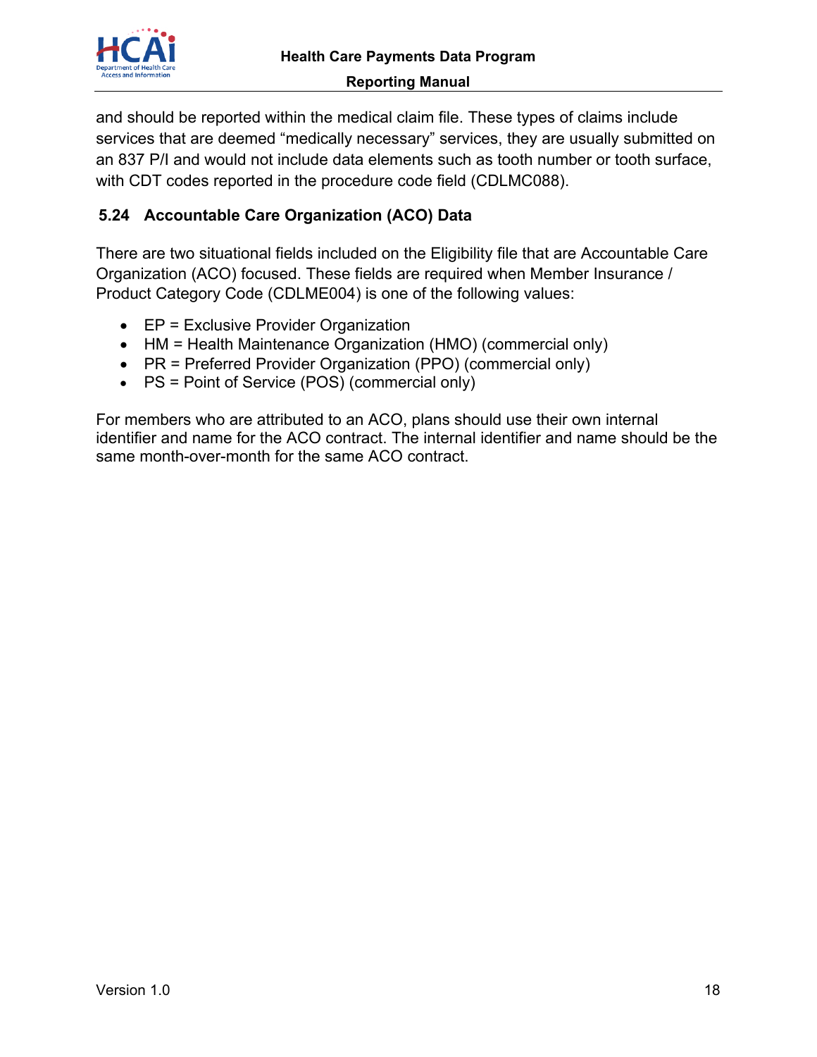and should be reported within the medical claim file. These types of claims include services that are deemed “medically necessary” services, they are usually submitted on an 837 P/I and would not include data elements such as tooth number or tooth surface, with CDT codes reported in the procedure code field (CDLMC088).

## 5.24 Accountable Care Organization (ACO) Data

There are two situational fields included on the Eligibility file that are Accountable Care Organization (ACO) focused. These fields are required when Member Insurance / Product Category Code (CDLME004) is one of the following values:

- EP = Exclusive Provider Organization
- HM = Health Maintenance Organization (HMO) (commercial only)
- PR = Preferred Provider Organization (PPO) (commercial only)
- PS = Point of Service (POS) (commercial only)

For members who are attributed to an ACO, plans should use their own internal identifier and name for the ACO contract. The internal identifier and name should be the same month-over-month for the same ACO contract.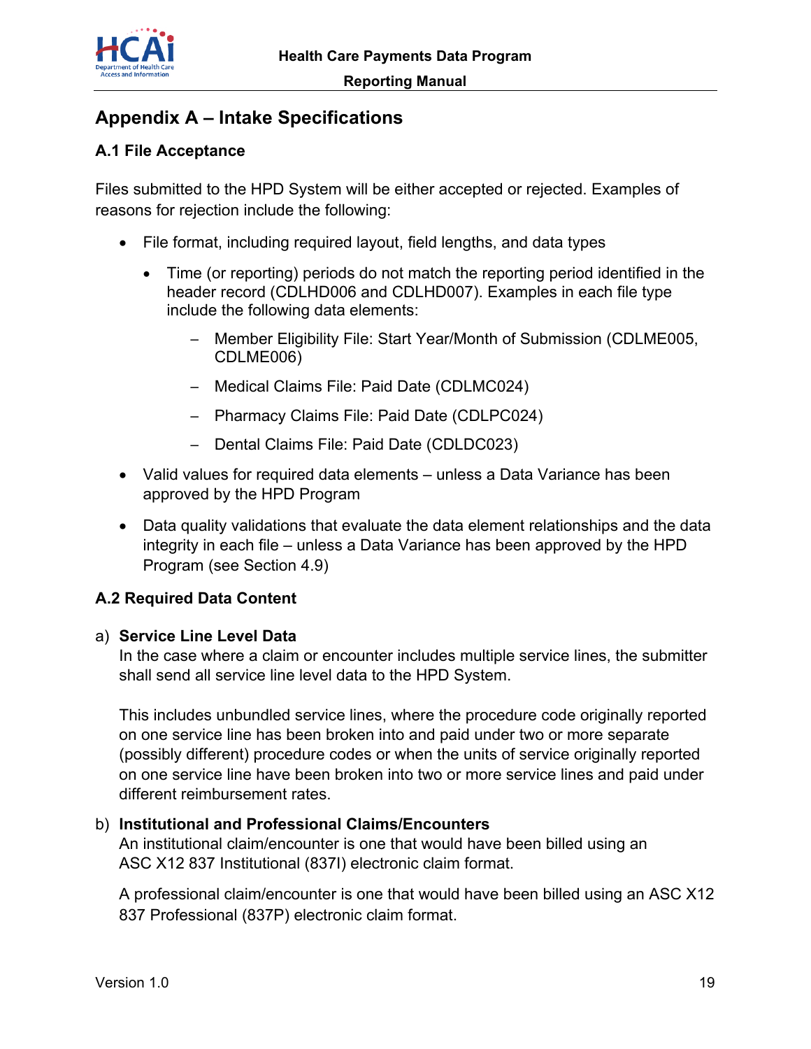## Appendix A – Intake Specifications

### A.1 File Acceptance

Files submitted to the HPD System will be either accepted or rejected. Examples of reasons for rejection include the following:

- File format, including required layout, field lengths, and data types
  - Time (or reporting) periods do not match the reporting period identified in the header record (CDLHD006 and CDLHD007). Examples in each file type include the following data elements:
    - Member Eligibility File: Start Year/Month of Submission (CDLME005, CDLME006)
    - Medical Claims File: Paid Date (CDLMC024)
    - Pharmacy Claims File: Paid Date (CDLPC024)
    - Dental Claims File: Paid Date (CDLDC023)
- Valid values for required data elements – unless a Data Variance has been approved by the HPD Program
- Data quality validations that evaluate the data element relationships and the data integrity in each file – unless a Data Variance has been approved by the HPD Program (see Section 4.9)

### A.2 Required Data Content

a) **Service Line Level Data**
   In the case where a claim or encounter includes multiple service lines, the submitter shall send all service line level data to the HPD System.

   This includes unbundled service lines, where the procedure code originally reported on one service line has been broken into and paid under two or more separate (possibly different) procedure codes or when the units of service originally reported on one service line have been broken into two or more service lines and paid under different reimbursement rates.

b) **Institutional and Professional Claims/Encounters**
   An institutional claim/encounter is one that would have been billed using an ASC X12 837 Institutional (837I) electronic claim format.

   A professional claim/encounter is one that would have been billed using an ASC X12 837 Professional (837P) electronic claim format.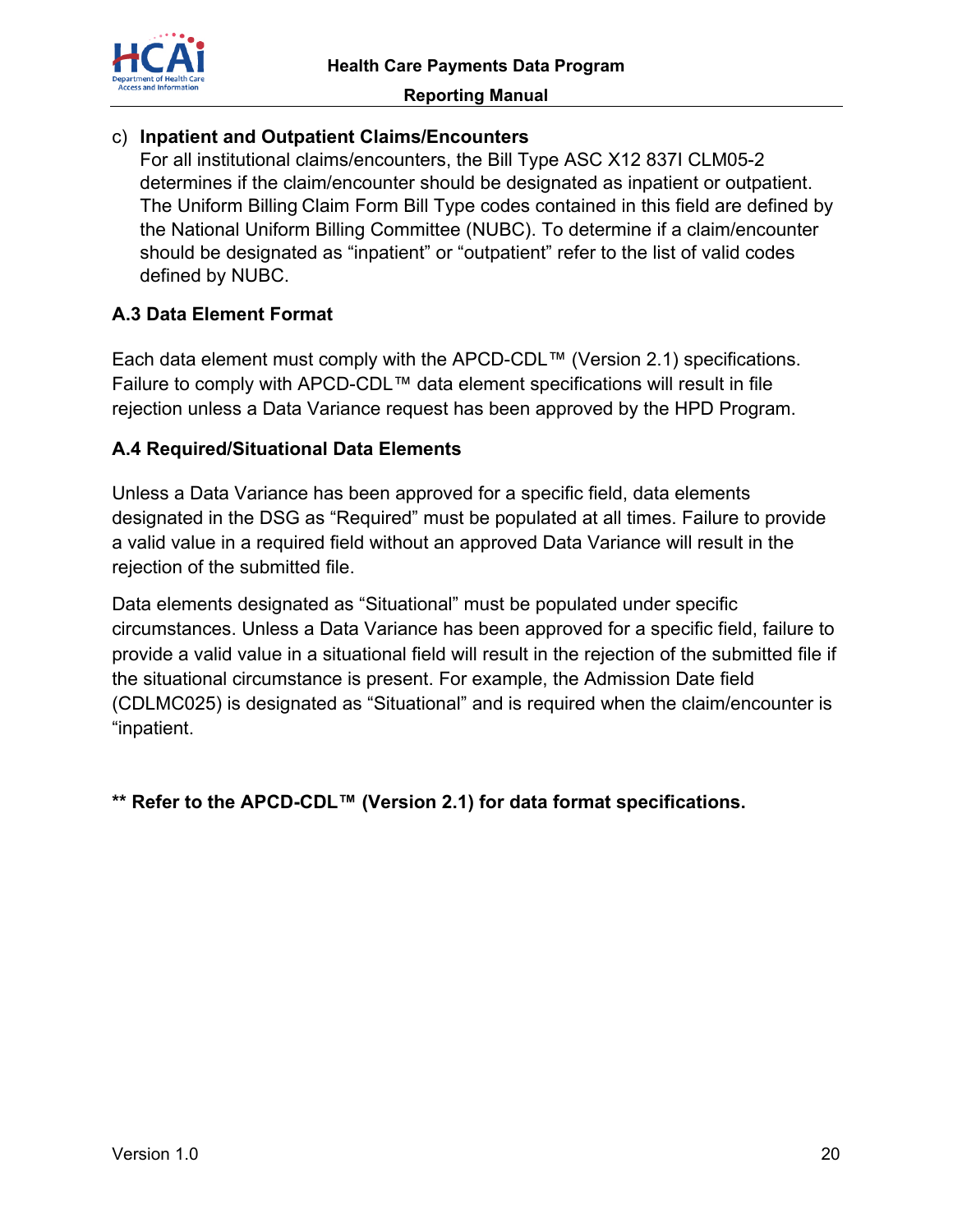c) **Inpatient and Outpatient Claims/Encounters**
For all institutional claims/encounters, the Bill Type ASC X12 837I CLM05-2 determines if the claim/encounter should be designated as inpatient or outpatient. The Uniform Billing Claim Form Bill Type codes contained in this field are defined by the National Uniform Billing Committee (NUBC). To determine if a claim/encounter should be designated as “inpatient” or “outpatient” refer to the list of valid codes defined by NUBC.

### A.3 Data Element Format

Each data element must comply with the APCD-CDL™ (Version 2.1) specifications. Failure to comply with APCD-CDL™ data element specifications will result in file rejection unless a Data Variance request has been approved by the HPD Program.

### A.4 Required/Situational Data Elements

Unless a Data Variance has been approved for a specific field, data elements designated in the DSG as “Required” must be populated at all times. Failure to provide a valid value in a required field without an approved Data Variance will result in the rejection of the submitted file.

Data elements designated as “Situational” must be populated under specific circumstances. Unless a Data Variance has been approved for a specific field, failure to provide a valid value in a situational field will result in the rejection of the submitted file if the situational circumstance is present. For example, the Admission Date field (CDLMC025) is designated as “Situational” and is required when the claim/encounter is “inpatient.

**** Refer to the APCD-CDL™ (Version 2.1) for data format specifications.**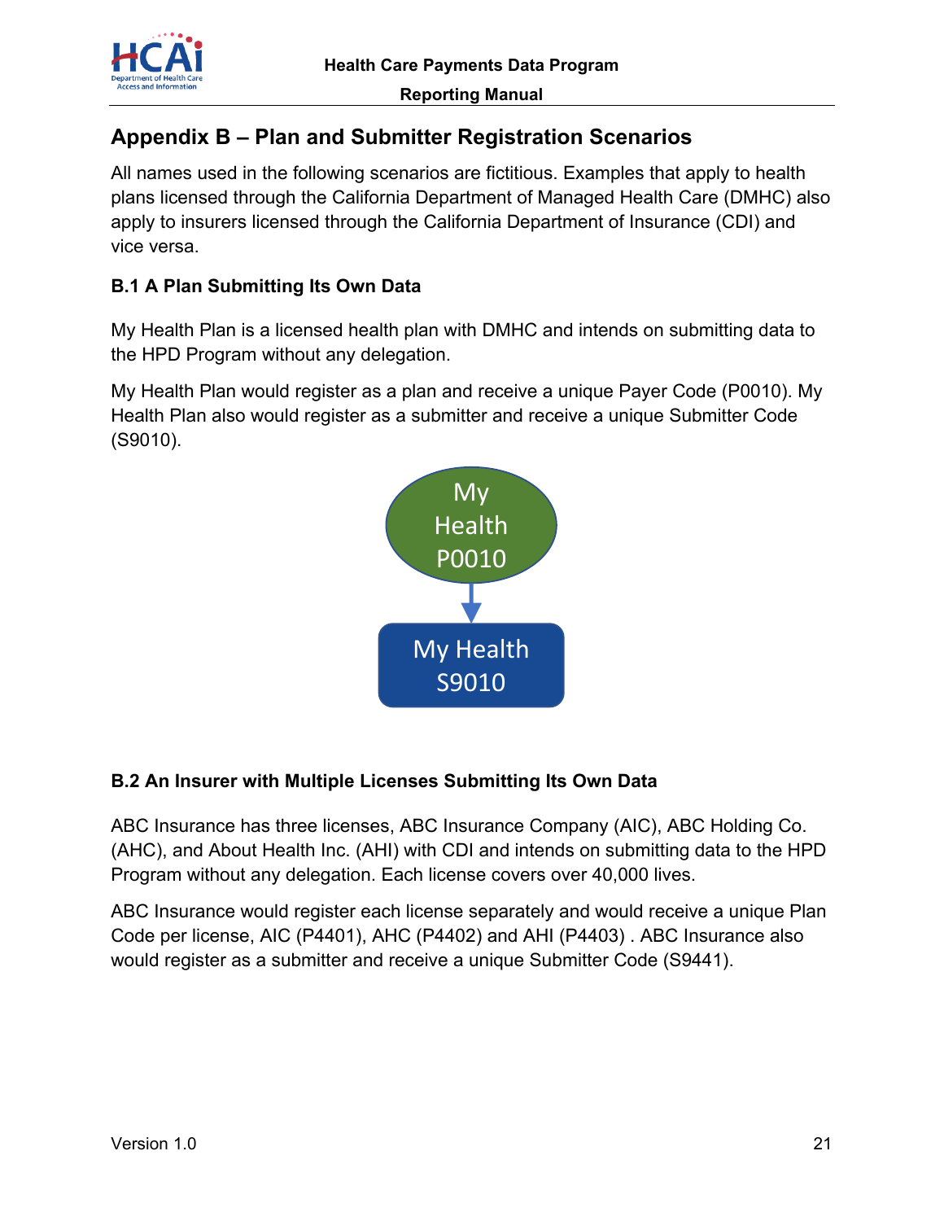## Appendix B – Plan and Submitter Registration Scenarios

All names used in the following scenarios are fictitious. Examples that apply to health plans licensed through the California Department of Managed Health Care (DMHC) also apply to insurers licensed through the California Department of Insurance (CDI) and vice versa.

### B.1 A Plan Submitting Its Own Data

My Health Plan is a licensed health plan with DMHC and intends on submitting data to the HPD Program without any delegation.

My Health Plan would register as a plan and receive a unique Payer Code (P0010). My Health Plan also would register as a submitter and receive a unique Submitter Code (S9010).

My Health P0010

↓

My Health S9010

### B.2 An Insurer with Multiple Licenses Submitting Its Own Data

ABC Insurance has three licenses, ABC Insurance Company (AIC), ABC Holding Co. (AHC), and About Health Inc. (AHI) with CDI and intends on submitting data to the HPD Program without any delegation. Each license covers over 40,000 lives.

ABC Insurance would register each license separately and would receive a unique Plan Code per license, AIC (P4401), AHC (P4402) and AHI (P4403) . ABC Insurance also would register as a submitter and receive a unique Submitter Code (S9441).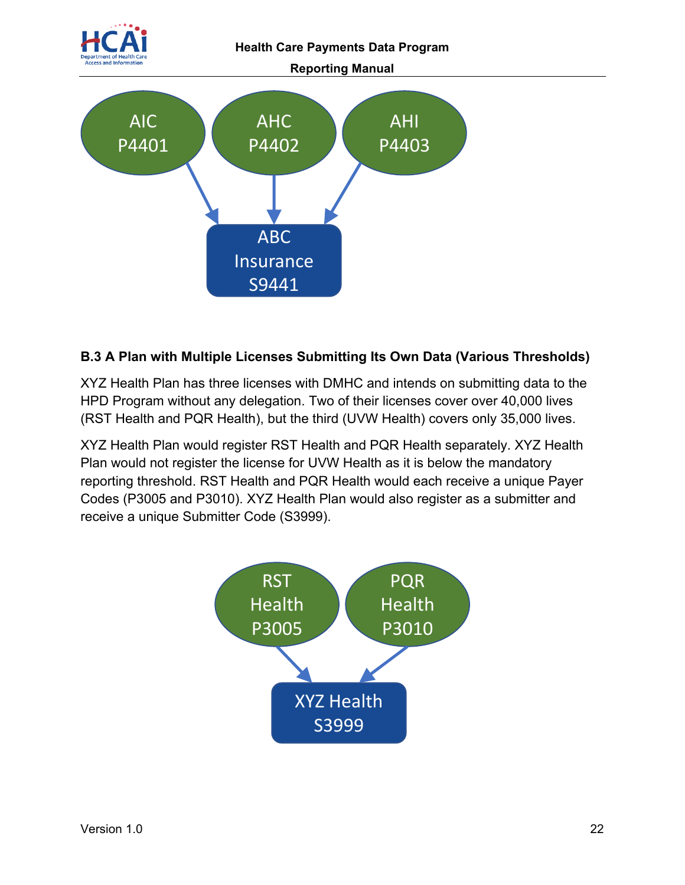AIC P4401 → ABC Insurance S9441

AHC P4402 → ABC Insurance S9441

AHI P4403 → ABC Insurance S9441

### B.3 A Plan with Multiple Licenses Submitting Its Own Data (Various Thresholds)

XYZ Health Plan has three licenses with DMHC and intends on submitting data to the HPD Program without any delegation. Two of their licenses cover over 40,000 lives (RST Health and PQR Health), but the third (UVW Health) covers only 35,000 lives.

XYZ Health Plan would register RST Health and PQR Health separately. XYZ Health Plan would not register the license for UVW Health as it is below the mandatory reporting threshold. RST Health and PQR Health would each receive a unique Payer Codes (P3005 and P3010). XYZ Health Plan would also register as a submitter and receive a unique Submitter Code (S3999).

RST Health P3005 → XYZ Health S3999

PQR Health P3010 → XYZ Health S3999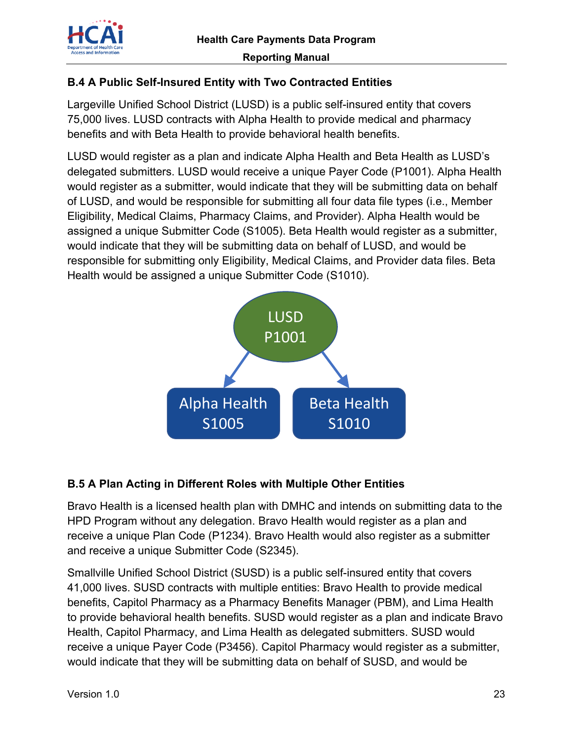### B.4 A Public Self-Insured Entity with Two Contracted Entities

Largeville Unified School District (LUSD) is a public self-insured entity that covers 75,000 lives. LUSD contracts with Alpha Health to provide medical and pharmacy benefits and with Beta Health to provide behavioral health benefits.

LUSD would register as a plan and indicate Alpha Health and Beta Health as LUSD's delegated submitters. LUSD would receive a unique Payer Code (P1001). Alpha Health would register as a submitter, would indicate that they will be submitting data on behalf of LUSD, and would be responsible for submitting all four data file types (i.e., Member Eligibility, Medical Claims, Pharmacy Claims, and Provider). Alpha Health would be assigned a unique Submitter Code (S1005). Beta Health would register as a submitter, would indicate that they will be submitting data on behalf of LUSD, and would be responsible for submitting only Eligibility, Medical Claims, and Provider data files. Beta Health would be assigned a unique Submitter Code (S1010).

LUSD
P1001

Alpha Health
S1005

Beta Health
S1010

### B.5 A Plan Acting in Different Roles with Multiple Other Entities

Bravo Health is a licensed health plan with DMHC and intends on submitting data to the HPD Program without any delegation. Bravo Health would register as a plan and receive a unique Plan Code (P1234). Bravo Health would also register as a submitter and receive a unique Submitter Code (S2345).

Smallville Unified School District (SUSD) is a public self-insured entity that covers 41,000 lives. SUSD contracts with multiple entities: Bravo Health to provide medical benefits, Capitol Pharmacy as a Pharmacy Benefits Manager (PBM), and Lima Health to provide behavioral health benefits. SUSD would register as a plan and indicate Bravo Health, Capitol Pharmacy, and Lima Health as delegated submitters. SUSD would receive a unique Payer Code (P3456). Capitol Pharmacy would register as a submitter, would indicate that they will be submitting data on behalf of SUSD, and would be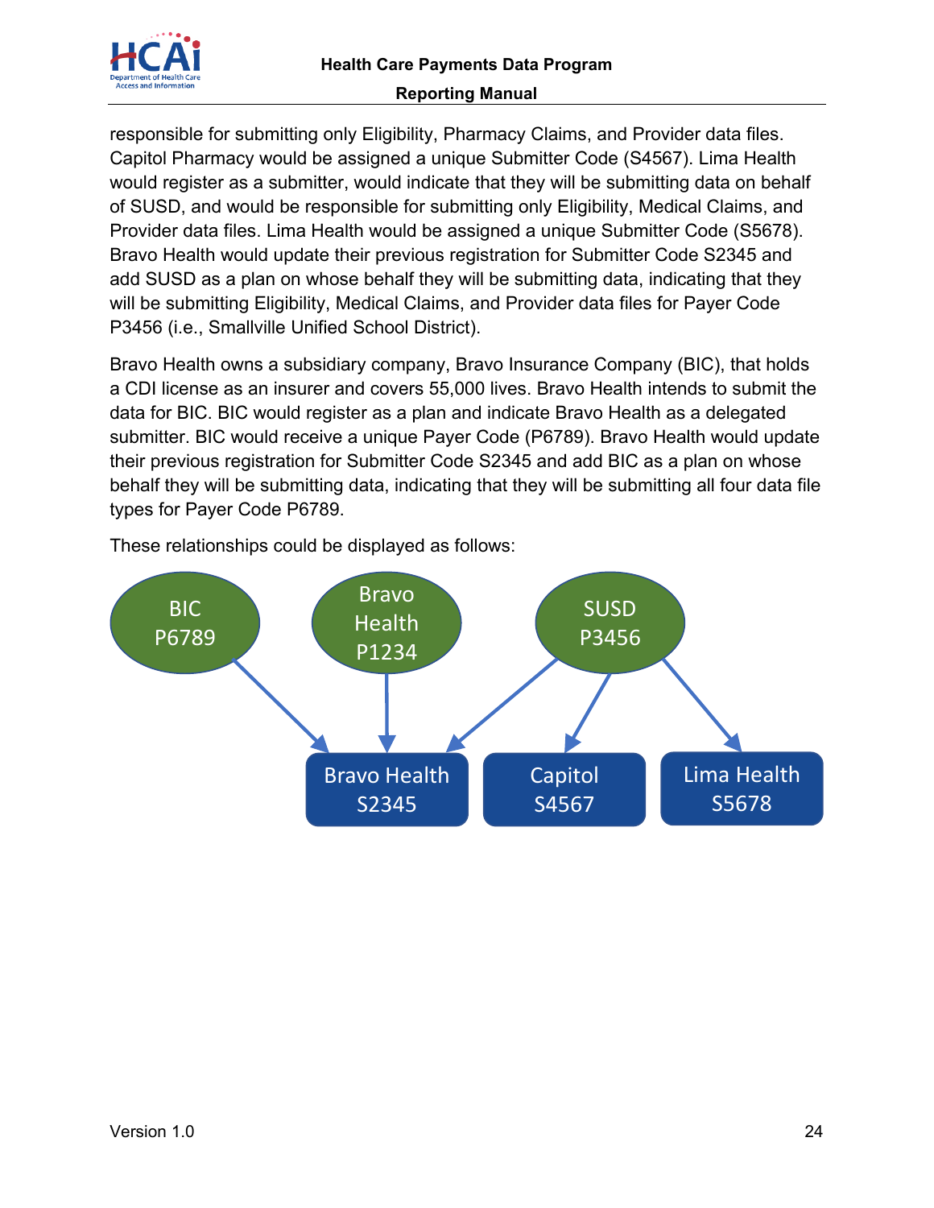responsible for submitting only Eligibility, Pharmacy Claims, and Provider data files. Capitol Pharmacy would be assigned a unique Submitter Code (S4567). Lima Health would register as a submitter, would indicate that they will be submitting data on behalf of SUSD, and would be responsible for submitting only Eligibility, Medical Claims, and Provider data files. Lima Health would be assigned a unique Submitter Code (S5678). Bravo Health would update their previous registration for Submitter Code S2345 and add SUSD as a plan on whose behalf they will be submitting data, indicating that they will be submitting Eligibility, Medical Claims, and Provider data files for Payer Code P3456 (i.e., Smallville Unified School District).

Bravo Health owns a subsidiary company, Bravo Insurance Company (BIC), that holds a CDI license as an insurer and covers 55,000 lives. Bravo Health intends to submit the data for BIC. BIC would register as a plan and indicate Bravo Health as a delegated submitter. BIC would receive a unique Payer Code (P6789). Bravo Health would update their previous registration for Submitter Code S2345 and add BIC as a plan on whose behalf they will be submitting data, indicating that they will be submitting all four data file types for Payer Code P6789.

These relationships could be displayed as follows:

BIC P6789 → Bravo Health S2345

Bravo Health P1234 → Bravo Health S2345

SUSD P3456 → Bravo Health S2345, Capitol S4567, Lima Health S5678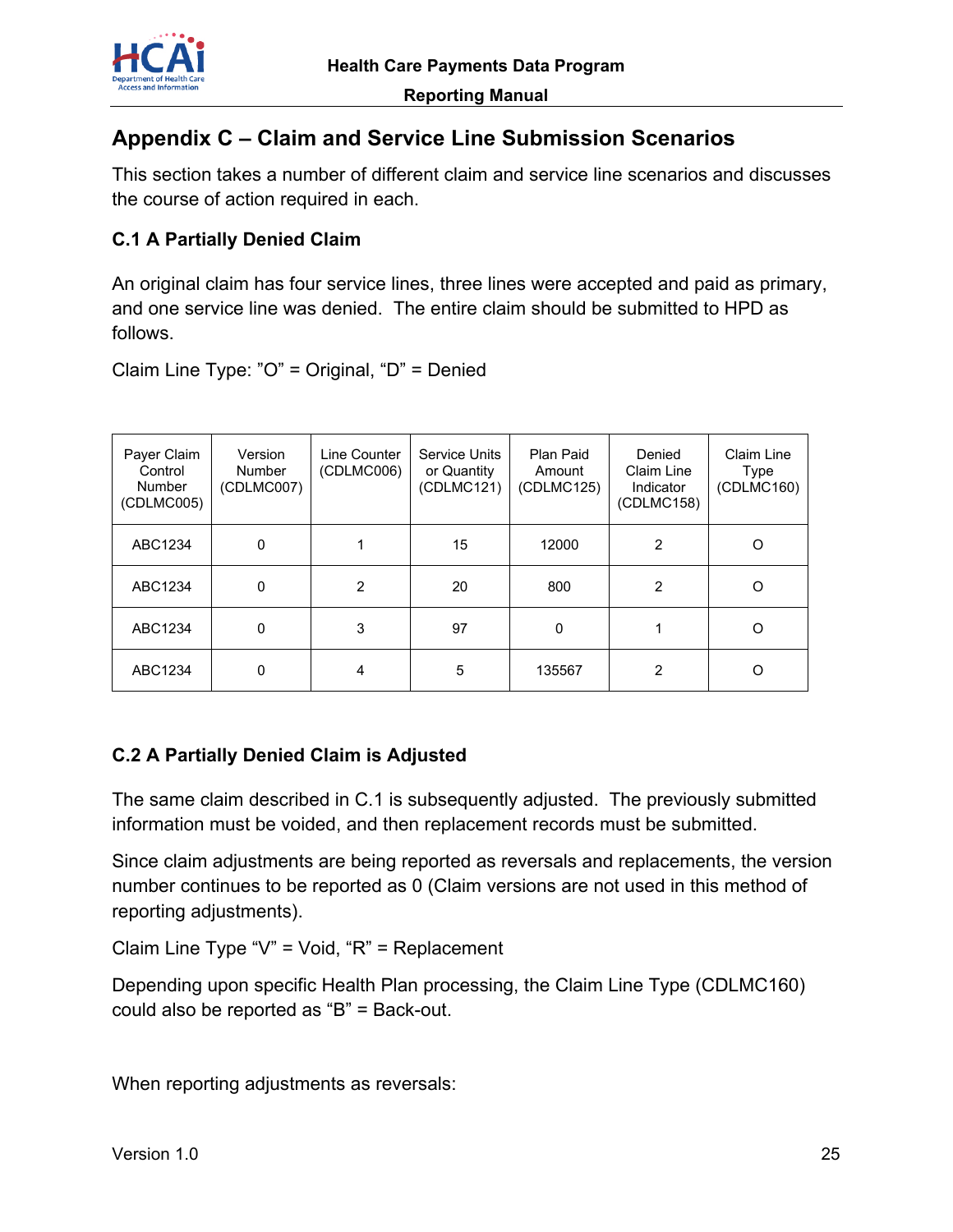## Appendix C – Claim and Service Line Submission Scenarios

This section takes a number of different claim and service line scenarios and discusses the course of action required in each.

### C.1 A Partially Denied Claim

An original claim has four service lines, three lines were accepted and paid as primary, and one service line was denied. The entire claim should be submitted to HPD as follows.

Claim Line Type: "O" = Original, "D" = Denied

| Payer Claim Control Number (CDLMC005) | Version Number (CDLMC007) | Line Counter (CDLMC006) | Service Units or Quantity (CDLMC121) | Plan Paid Amount (CDLMC125) | Denied Claim Line Indicator (CDLMC158) | Claim Line Type (CDLMC160) |
|---|---|---|---|---|---|---|
| ABC1234 | 0 | 1 | 15 | 12000 | 2 | O |
| ABC1234 | 0 | 2 | 20 | 800 | 2 | O |
| ABC1234 | 0 | 3 | 97 | 0 | 1 | O |
| ABC1234 | 0 | 4 | 5 | 135567 | 2 | O |

### C.2 A Partially Denied Claim is Adjusted

The same claim described in C.1 is subsequently adjusted. The previously submitted information must be voided, and then replacement records must be submitted.

Since claim adjustments are being reported as reversals and replacements, the version number continues to be reported as 0 (Claim versions are not used in this method of reporting adjustments).

Claim Line Type "V" = Void, "R" = Replacement

Depending upon specific Health Plan processing, the Claim Line Type (CDLMC160) could also be reported as "B" = Back-out.

When reporting adjustments as reversals: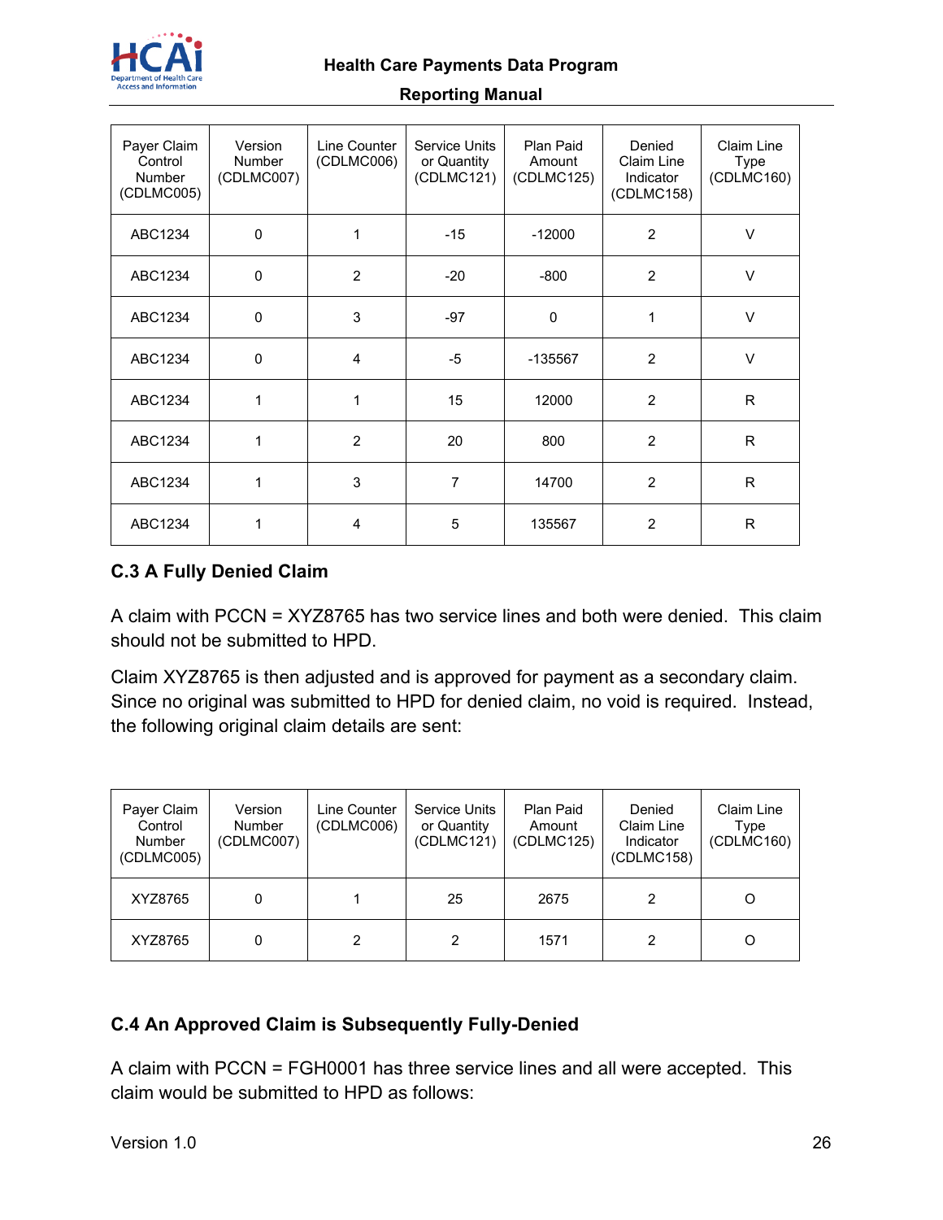| Payer Claim Control Number (CDLMC005) | Version Number (CDLMC007) | Line Counter (CDLMC006) | Service Units or Quantity (CDLMC121) | Plan Paid Amount (CDLMC125) | Denied Claim Line Indicator (CDLMC158) | Claim Line Type (CDLMC160) |
|---|---|---|---|---|---|---|
| ABC1234 | 0 | 1 | -15 | -12000 | 2 | V |
| ABC1234 | 0 | 2 | -20 | -800 | 2 | V |
| ABC1234 | 0 | 3 | -97 | 0 | 1 | V |
| ABC1234 | 0 | 4 | -5 | -135567 | 2 | V |
| ABC1234 | 1 | 1 | 15 | 12000 | 2 | R |
| ABC1234 | 1 | 2 | 20 | 800 | 2 | R |
| ABC1234 | 1 | 3 | 7 | 14700 | 2 | R |
| ABC1234 | 1 | 4 | 5 | 135567 | 2 | R |

### C.3 A Fully Denied Claim

A claim with PCCN = XYZ8765 has two service lines and both were denied. This claim should not be submitted to HPD.

Claim XYZ8765 is then adjusted and is approved for payment as a secondary claim. Since no original was submitted to HPD for denied claim, no void is required. Instead, the following original claim details are sent:

| Payer Claim Control Number (CDLMC005) | Version Number (CDLMC007) | Line Counter (CDLMC006) | Service Units or Quantity (CDLMC121) | Plan Paid Amount (CDLMC125) | Denied Claim Line Indicator (CDLMC158) | Claim Line Type (CDLMC160) |
|---|---|---|---|---|---|---|
| XYZ8765 | 0 | 1 | 25 | 2675 | 2 | O |
| XYZ8765 | 0 | 2 | 2 | 1571 | 2 | O |

### C.4 An Approved Claim is Subsequently Fully-Denied

A claim with PCCN = FGH0001 has three service lines and all were accepted. This claim would be submitted to HPD as follows: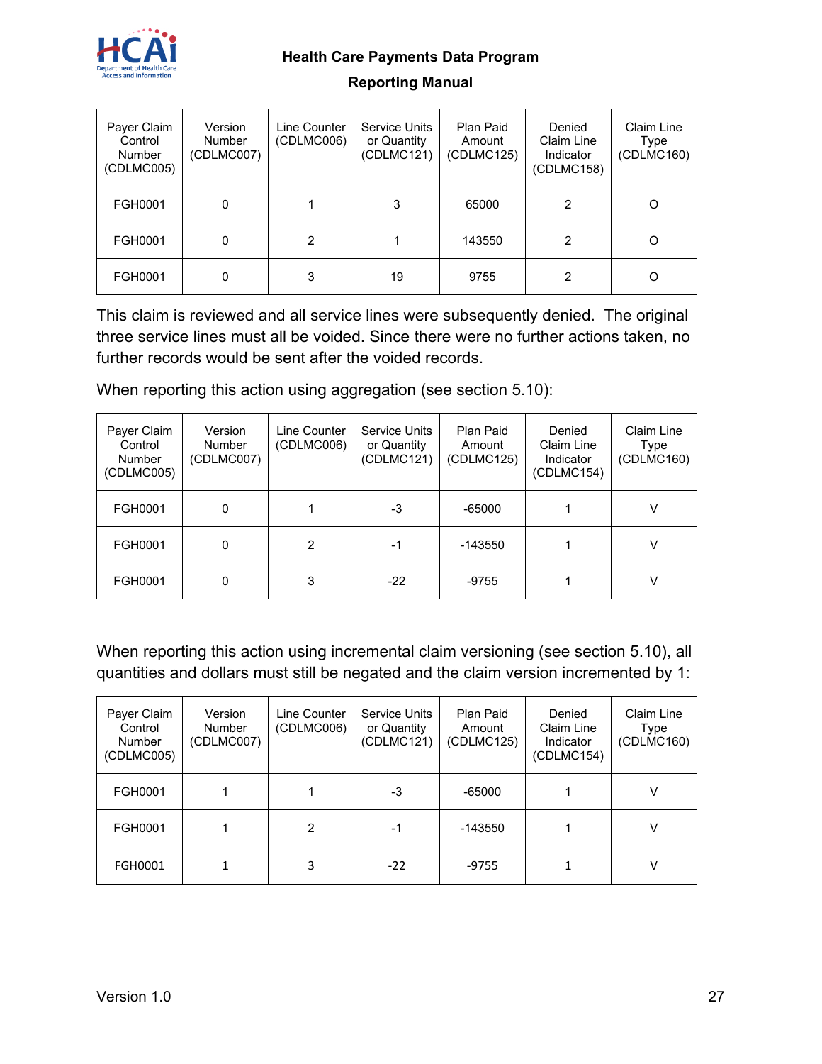| Payer Claim Control Number (CDLMC005) | Version Number (CDLMC007) | Line Counter (CDLMC006) | Service Units or Quantity (CDLMC121) | Plan Paid Amount (CDLMC125) | Denied Claim Line Indicator (CDLMC158) | Claim Line Type (CDLMC160) |
|---|---|---|---|---|---|---|
| FGH0001 | 0 | 1 | 3 | 65000 | 2 | O |
| FGH0001 | 0 | 2 | 1 | 143550 | 2 | O |
| FGH0001 | 0 | 3 | 19 | 9755 | 2 | O |

This claim is reviewed and all service lines were subsequently denied. The original three service lines must all be voided. Since there were no further actions taken, no further records would be sent after the voided records.

When reporting this action using aggregation (see section 5.10):

| Payer Claim Control Number (CDLMC005) | Version Number (CDLMC007) | Line Counter (CDLMC006) | Service Units or Quantity (CDLMC121) | Plan Paid Amount (CDLMC125) | Denied Claim Line Indicator (CDLMC154) | Claim Line Type (CDLMC160) |
|---|---|---|---|---|---|---|
| FGH0001 | 0 | 1 | -3 | -65000 | 1 | V |
| FGH0001 | 0 | 2 | -1 | -143550 | 1 | V |
| FGH0001 | 0 | 3 | -22 | -9755 | 1 | V |

When reporting this action using incremental claim versioning (see section 5.10), all quantities and dollars must still be negated and the claim version incremented by 1:

| Payer Claim Control Number (CDLMC005) | Version Number (CDLMC007) | Line Counter (CDLMC006) | Service Units or Quantity (CDLMC121) | Plan Paid Amount (CDLMC125) | Denied Claim Line Indicator (CDLMC154) | Claim Line Type (CDLMC160) |
|---|---|---|---|---|---|---|
| FGH0001 | 1 | 1 | -3 | -65000 | 1 | V |
| FGH0001 | 1 | 2 | -1 | -143550 | 1 | V |
| FGH0001 | 1 | 3 | -22 | -9755 | 1 | V |